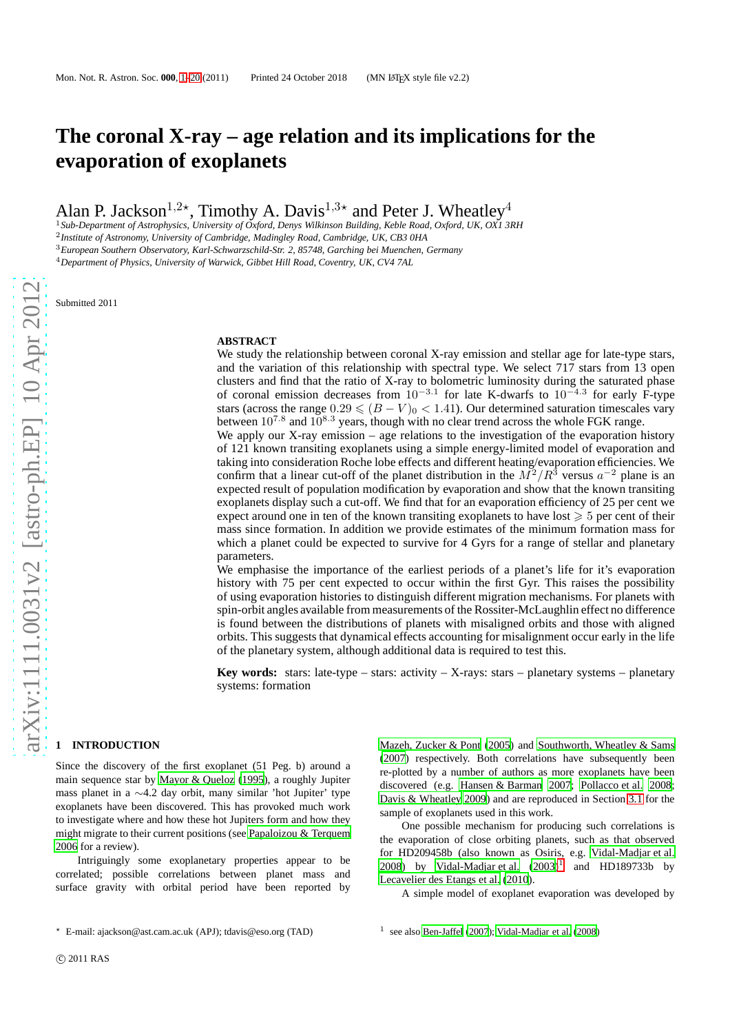# The coronal X-ray – age relation and its implications for the evaporation of exoplanets

Alan P. Jackson[1,2⋆], Timothy A. Davis[1,3⋆] and Peter J. Wheatley[4]

[1] *Sub-Department of Astrophysics, University of Oxford, Denys Wilkinson Building, Keble Road, Oxford, UK, OX1 3RH*
[2] *Institute of Astronomy, University of Cambridge, Madingley Road, Cambridge, UK, CB3 0HA*
[3] *European Southern Observatory, Karl-Schwarzschild-Str. 2, 85748, Garching bei Muenchen, Germany*
[4] *Department of Physics, University of Warwick, Gibbet Hill Road, Coventry, UK, CV4 7AL*

Submitted 2011

## ABSTRACT

We study the relationship between coronal X-ray emission and stellar age for late-type stars, and the variation of this relationship with spectral type. We select 717 stars from 13 open clusters and find that the ratio of X-ray to bolometric luminosity during the saturated phase of coronal emission decreases from $10^{-3.1}$ for late K-dwarfs to $10^{-4.3}$ for early F-type stars (across the range $0.29 \leqslant (B-V)_0 < 1.41$). Our determined saturation timescales vary between $10^{7.8}$ and $10^{8.3}$ years, though with no clear trend across the whole FGK range.

We apply our X-ray emission – age relations to the investigation of the evaporation history of 121 known transiting exoplanets using a simple energy-limited model of evaporation and taking into consideration Roche lobe effects and different heating/evaporation efficiencies. We confirm that a linear cut-off of the planet distribution in the $M^2/R^3$ versus $a^{-2}$ plane is an expected result of population modification by evaporation and show that the known transiting exoplanets display such a cut-off. We find that for an evaporation efficiency of 25 per cent we expect around one in ten of the known transiting exoplanets to have lost $\geqslant 5$ per cent of their mass since formation. In addition we provide estimates of the minimum formation mass for which a planet could be expected to survive for 4 Gyrs for a range of stellar and planetary parameters.

We emphasise the importance of the earliest periods of a planet's life for it's evaporation history with 75 per cent expected to occur within the first Gyr. This raises the possibility of using evaporation histories to distinguish different migration mechanisms. For planets with spin-orbit angles available from measurements of the Rossiter-McLaughlin effect no difference is found between the distributions of planets with misaligned orbits and those with aligned orbits. This suggests that dynamical effects accounting for misalignment occur early in the life of the planetary system, although additional data is required to test this.

**Key words:** stars: late-type – stars: activity – X-rays: stars – planetary systems – planetary systems: formation

## 1 INTRODUCTION

Since the discovery of the first exoplanet (51 Peg. b) around a main sequence star by Mayor & Queloz (1995), a roughly Jupiter mass planet in a ∼4.2 day orbit, many similar 'hot Jupiter' type exoplanets have been discovered. This has provoked much work to investigate where and how these hot Jupiters form and how they might migrate to their current positions (see Papaloizou & Terquem 2006 for a review).

Intriguingly some exoplanetary properties appear to be correlated; possible correlations between planet mass and surface gravity with orbital period have been reported by Mazeh, Zucker & Pont (2005) and Southworth, Wheatley & Sams (2007) respectively. Both correlations have subsequently been re-plotted by a number of authors as more exoplanets have been discovered (e.g. Hansen & Barman 2007; Pollacco et al. 2008; Davis & Wheatley 2009) and are reproduced in Section 3.1 for the sample of exoplanets used in this work.

One possible mechanism for producing such correlations is the evaporation of close orbiting planets, such as that observed for HD209458b (also known as Osiris, e.g. Vidal-Madjar et al. 2008) by Vidal-Madjar et al. (2003)[1] and HD189733b by Lecavelier des Etangs et al. (2010).

A simple model of exoplanet evaporation was developed by

⋆ E-mail: ajackson@ast.cam.ac.uk (APJ); tdavis@eso.org (TAD)

[1] see also Ben-Jaffel (2007); Vidal-Madjar et al. (2008)

© 2011 RAS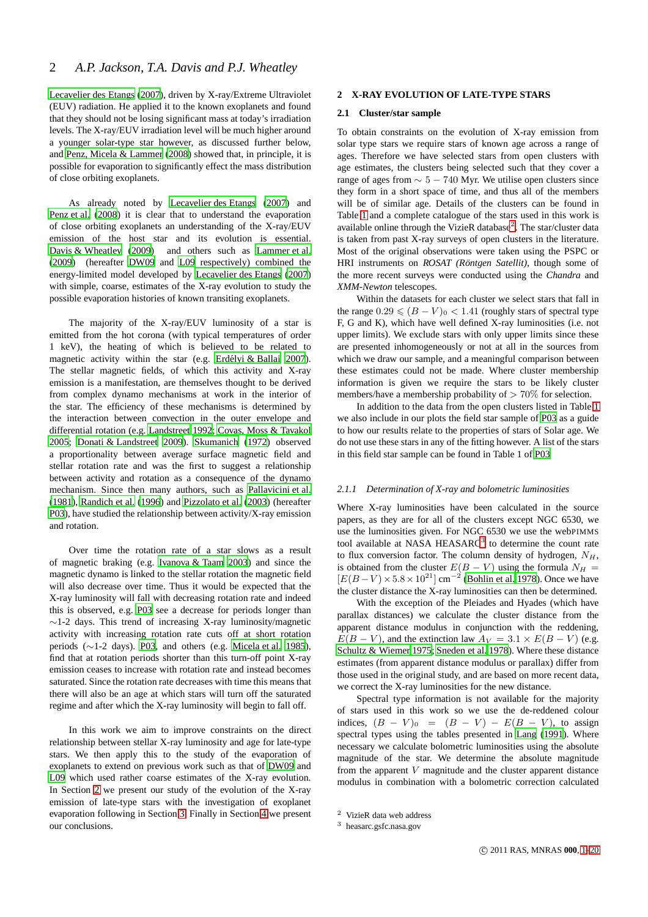Lecavelier des Etangs (2007), driven by X-ray/Extreme Ultraviolet (EUV) radiation. He applied it to the known exoplanets and found that they should not be losing significant mass at today's irradiation levels. The X-ray/EUV irradiation level will be much higher around a younger solar-type star however, as discussed further below, and Penz, Micela & Lammer (2008) showed that, in principle, it is possible for evaporation to significantly effect the mass distribution of close orbiting exoplanets.

As already noted by Lecavelier des Etangs (2007) and Penz et al. (2008) it is clear that to understand the evaporation of close orbiting exoplanets an understanding of the X-ray/EUV emission of the host star and its evolution is essential. Davis & Wheatley (2009) and others such as Lammer et al. (2009) (hereafter DW09 and L09 respectively) combined the energy-limited model developed by Lecavelier des Etangs (2007) with simple, coarse, estimates of the X-ray evolution to study the possible evaporation histories of known transiting exoplanets.

The majority of the X-ray/EUV luminosity of a star is emitted from the hot corona (with typical temperatures of order 1 keV), the heating of which is believed to be related to magnetic activity within the star (e.g. Erdélyi & Ballai 2007). The stellar magnetic fields, of which this activity and X-ray emission is a manifestation, are themselves thought to be derived from complex dynamo mechanisms at work in the interior of the star. The efficiency of these mechanisms is determined by the interaction between convection in the outer envelope and differential rotation (e.g. Landstreet 1992; Covas, Moss & Tavakol 2005; Donati & Landstreet 2009). Skumanich (1972) observed a proportionality between average surface magnetic field and stellar rotation rate and was the first to suggest a relationship between activity and rotation as a consequence of the dynamo mechanism. Since then many authors, such as Pallavicini et al. (1981), Randich et al. (1996) and Pizzolato et al. (2003) (hereafter P03), have studied the relationship between activity/X-ray emission and rotation.

Over time the rotation rate of a star slows as a result of magnetic braking (e.g. Ivanova & Taam 2003) and since the magnetic dynamo is linked to the stellar rotation the magnetic field will also decrease over time. Thus it would be expected that the X-ray luminosity will fall with decreasing rotation rate and indeed this is observed, e.g. P03 see a decrease for periods longer than $\sim$1-2 days. This trend of increasing X-ray luminosity/magnetic activity with increasing rotation rate cuts off at short rotation periods ($\sim$1-2 days). P03, and others (e.g. Micela et al. 1985), find that at rotation periods shorter than this turn-off point X-ray emission ceases to increase with rotation rate and instead becomes saturated. Since the rotation rate decreases with time this means that there will also be an age at which stars will turn off the saturated regime and after which the X-ray luminosity will begin to fall off.

In this work we aim to improve constraints on the direct relationship between stellar X-ray luminosity and age for late-type stars. We then apply this to the study of the evaporation of exoplanets to extend on previous work such as that of DW09 and L09 which used rather coarse estimates of the X-ray evolution. In Section 2 we present our study of the evolution of the X-ray emission of late-type stars with the investigation of exoplanet evaporation following in Section 3. Finally in Section 4 we present our conclusions.

## 2 X-RAY EVOLUTION OF LATE-TYPE STARS

### 2.1 Cluster/star sample

To obtain constraints on the evolution of X-ray emission from solar type stars we require stars of known age across a range of ages. Therefore we have selected stars from open clusters with age estimates, the clusters being selected such that they cover a range of ages from $\sim 5-740$ Myr. We utilise open clusters since they form in a short space of time, and thus all of the members will be of similar age. Details of the clusters can be found in Table 1 and a complete catalogue of the stars used in this work is available online through the VizieR database[2]. The star/cluster data is taken from past X-ray surveys of open clusters in the literature. Most of the original observations were taken using the PSPC or HRI instruments on *ROSAT (Röntgen Satellit)*, though some of the more recent surveys were conducted using the *Chandra* and *XMM-Newton* telescopes.

Within the datasets for each cluster we select stars that fall in the range $0.29 \leqslant (B-V)_0 < 1.41$ (roughly stars of spectral type F, G and K), which have well defined X-ray luminosities (i.e. not upper limits). We exclude stars with only upper limits since these are presented inhomogeneously or not at all in the sources from which we draw our sample, and a meaningful comparison between these estimates could not be made. Where cluster membership information is given we require the stars to be likely cluster members/have a membership probability of $> 70\%$ for selection.

In addition to the data from the open clusters listed in Table 1 we also include in our plots the field star sample of P03 as a guide to how our results relate to the properties of stars of Solar age. We do not use these stars in any of the fitting however. A list of the stars in this field star sample can be found in Table 1 of P03.

#### 2.1.1 Determination of X-ray and bolometric luminosities

Where X-ray luminosities have been calculated in the source papers, as they are for all of the clusters except NGC 6530, we use the luminosities given. For NGC 6530 we use the webPIMMS tool available at NASA HEASARC[3] to determine the count rate to flux conversion factor. The column density of hydrogen, $N_H$, is obtained from the cluster $E(B-V)$ using the formula $N_H = [E(B-V) \times 5.8 \times 10^{21}]$ cm$^{-2}$ (Bohlin et al. 1978). Once we have the cluster distance the X-ray luminosities can then be determined.

With the exception of the Pleiades and Hyades (which have parallax distances) we calculate the cluster distance from the apparent distance modulus in conjunction with the reddening, $E(B-V)$, and the extinction law $A_V = 3.1 \times E(B-V)$ (e.g. Schultz & Wiemer 1975; Sneden et al. 1978). Where these distance estimates (from apparent distance modulus or parallax) differ from those used in the original study, and are based on more recent data, we correct the X-ray luminosities for the new distance.

Spectral type information is not available for the majority of stars used in this work so we use the de-reddened colour indices, $(B-V)_0 = (B-V) - E(B-V)$, to assign spectral types using the tables presented in Lang (1991). Where necessary we calculate bolometric luminosities using the absolute magnitude of the star. We determine the absolute magnitude from the apparent $V$ magnitude and the cluster apparent distance modulus in combination with a bolometric correction calculated

[2] VizieR data web address

[3] heasarc.gsfc.nasa.gov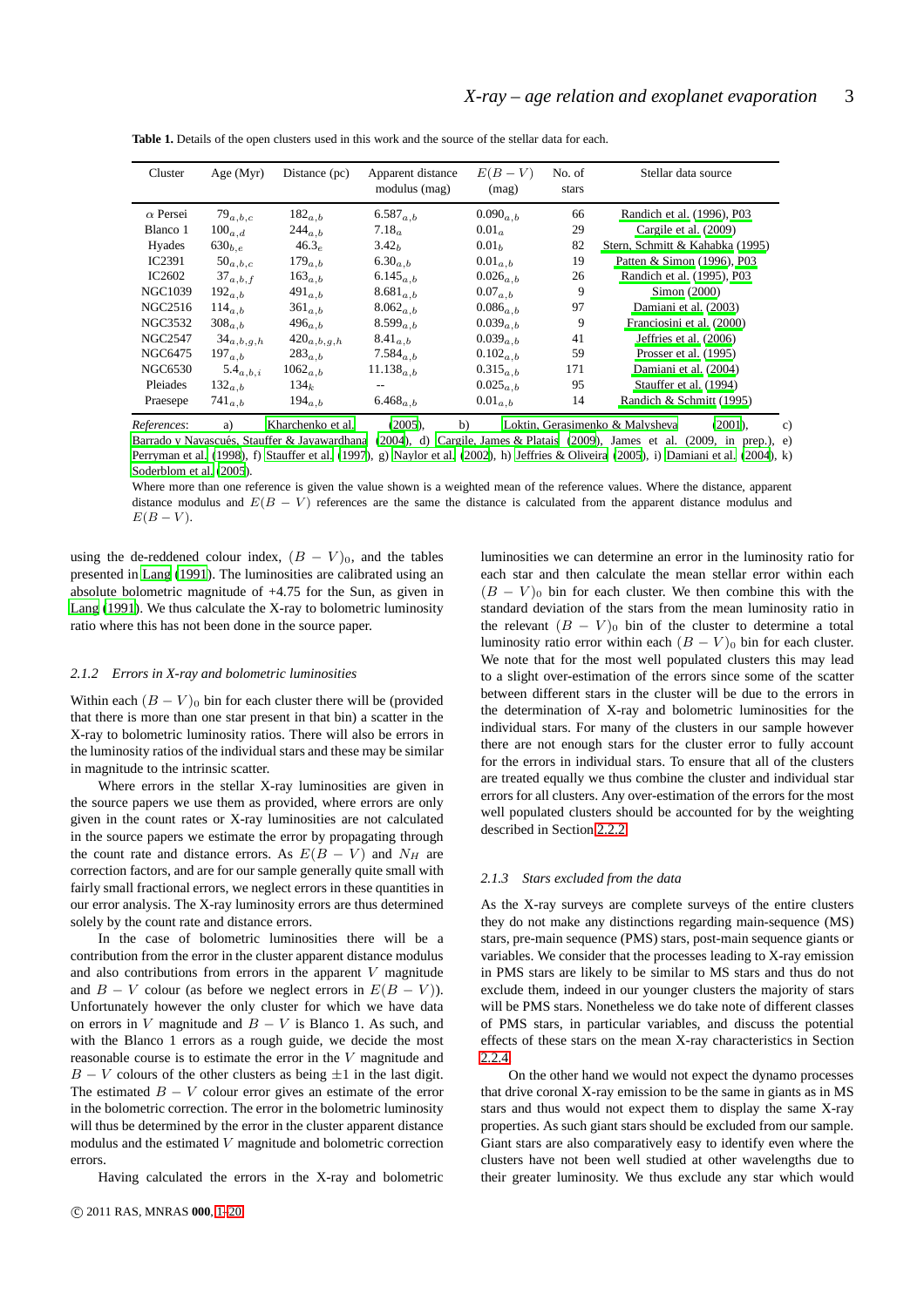**Table 1.** Details of the open clusters used in this work and the source of the stellar data for each.

| Cluster | Age (Myr) | Distance (pc) | Apparent distance modulus (mag) | $E(B-V)$ (mag) | No. of stars | Stellar data source |
|---|---|---|---|---|---|---|
| $\alpha$ Persei | $79_{a,b,c}$ | $182_{a,b}$ | $6.587_{a,b}$ | $0.090_{a,b}$ | 66 | Randich et al. (1996), P03 |
| Blanco 1 | $100_{a,d}$ | $244_{a,b}$ | $7.18_{a}$ | $0.01_{a}$ | 29 | Cargile et al. (2009) |
| Hyades | $630_{b,e}$ | $46.3_{e}$ | $3.42_{b}$ | $0.01_{b}$ | 82 | Stern, Schmitt & Kahabka (1995) |
| IC2391 | $50_{a,b,c}$ | $179_{a,b}$ | $6.30_{a,b}$ | $0.01_{a,b}$ | 19 | Patten & Simon (1996), P03 |
| IC2602 | $37_{a,b,f}$ | $163_{a,b}$ | $6.145_{a,b}$ | $0.026_{a,b}$ | 26 | Randich et al. (1995), P03 |
| NGC1039 | $192_{a,b}$ | $491_{a,b}$ | $8.681_{a,b}$ | $0.07_{a,b}$ | 9 | Simon (2000) |
| NGC2516 | $114_{a,b}$ | $361_{a,b}$ | $8.062_{a,b}$ | $0.086_{a,b}$ | 97 | Damiani et al. (2003) |
| NGC3532 | $308_{a,b}$ | $496_{a,b}$ | $8.599_{a,b}$ | $0.039_{a,b}$ | 9 | Franciosini et al. (2000) |
| NGC2547 | $34_{a,b,g,h}$ | $420_{a,b,g,h}$ | $8.41_{a,b}$ | $0.039_{a,b}$ | 41 | Jeffries et al. (2006) |
| NGC6475 | $197_{a,b}$ | $283_{a,b}$ | $7.584_{a,b}$ | $0.102_{a,b}$ | 59 | Prosser et al. (1995) |
| NGC6530 | $5.4_{a,b,i}$ | $1062_{a,b}$ | $11.138_{a,b}$ | $0.315_{a,b}$ | 171 | Damiani et al. (2004) |
| Pleiades | $132_{a,b}$ | $134_{k}$ | -- | $0.025_{a,b}$ | 95 | Stauffer et al. (1994) |
| Praesepe | $741_{a,b}$ | $194_{a,b}$ | $6.468_{a,b}$ | $0.01_{a,b}$ | 14 | Randich & Schmitt (1995) |

*References*: a) Kharchenko et al. (2005), b) Loktin, Gerasimenko & Malysheva (2001), c) Barrado y Navascués, Stauffer & Jayawardhana (2004), d) Cargile, James & Platais (2009), James et al. (2009, in prep.), e) Perryman et al. (1998), f) Stauffer et al. (1997), g) Naylor et al. (2002), h) Jeffries & Oliveira (2005), i) Damiani et al. (2004), k) Soderblom et al. (2005).

Where more than one reference is given the value shown is a weighted mean of the reference values. Where the distance, apparent distance modulus and $E(B-V)$ references are the same the distance is calculated from the apparent distance modulus and $E(B-V)$.

using the de-reddened colour index, $(B-V)_0$, and the tables presented in Lang (1991). The luminosities are calibrated using an absolute bolometric magnitude of +4.75 for the Sun, as given in Lang (1991). We thus calculate the X-ray to bolometric luminosity ratio where this has not been done in the source paper.

### 2.1.2 Errors in X-ray and bolometric luminosities

Within each $(B-V)_0$ bin for each cluster there will be (provided that there is more than one star present in that bin) a scatter in the X-ray to bolometric luminosity ratios. There will also be errors in the luminosity ratios of the individual stars and these may be similar in magnitude to the intrinsic scatter.

Where errors in the stellar X-ray luminosities are given in the source papers we use them as provided, where errors are only given in the count rates or X-ray luminosities are not calculated in the source papers we estimate the error by propagating through the count rate and distance errors. As $E(B-V)$ and $N_H$ are correction factors, and are for our sample generally quite small with fairly small fractional errors, we neglect errors in these quantities in our error analysis. The X-ray luminosity errors are thus determined solely by the count rate and distance errors.

In the case of bolometric luminosities there will be a contribution from the error in the cluster apparent distance modulus and also contributions from errors in the apparent $V$ magnitude and $B-V$ colour (as before we neglect errors in $E(B-V)$). Unfortunately however the only cluster for which we have data on errors in $V$ magnitude and $B-V$ is Blanco 1. As such, and with the Blanco 1 errors as a rough guide, we decide the most reasonable course is to estimate the error in the $V$ magnitude and $B-V$ colours of the other clusters as being $\pm 1$ in the last digit. The estimated $B-V$ colour error gives an estimate of the error in the bolometric correction. The error in the bolometric luminosity will thus be determined by the error in the cluster apparent distance modulus and the estimated $V$ magnitude and bolometric correction errors.

Having calculated the errors in the X-ray and bolometric luminosities we can determine an error in the luminosity ratio for each star and then calculate the mean stellar error within each $(B-V)_0$ bin for each cluster. We then combine this with the standard deviation of the stars from the mean luminosity ratio in the relevant $(B-V)_0$ bin of the cluster to determine a total luminosity ratio error within each $(B-V)_0$ bin for each cluster. We note that for the most well populated clusters this may lead to a slight over-estimation of the errors since some of the scatter between different stars in the cluster will be due to the errors in the determination of X-ray and bolometric luminosities for the individual stars. For many of the clusters in our sample however there are not enough stars for the cluster error to fully account for the errors in individual stars. To ensure that all of the clusters are treated equally we thus combine the cluster and individual star errors for all clusters. Any over-estimation of the errors for the most well populated clusters should be accounted for by the weighting described in Section 2.2.2.

### 2.1.3 Stars excluded from the data

As the X-ray surveys are complete surveys of the entire clusters they do not make any distinctions regarding main-sequence (MS) stars, pre-main sequence (PMS) stars, post-main sequence giants or variables. We consider that the processes leading to X-ray emission in PMS stars are likely to be similar to MS stars and thus do not exclude them, indeed in our younger clusters the majority of stars will be PMS stars. Nonetheless we do take note of different classes of PMS stars, in particular variables, and discuss the potential effects of these stars on the mean X-ray characteristics in Section 2.2.4.

On the other hand we would not expect the dynamo processes that drive coronal X-ray emission to be the same in giants as in MS stars and thus would not expect them to display the same X-ray properties. As such giant stars should be excluded from our sample. Giant stars are also comparatively easy to identify even where the clusters have not been well studied at other wavelengths due to their greater luminosity. We thus exclude any star which would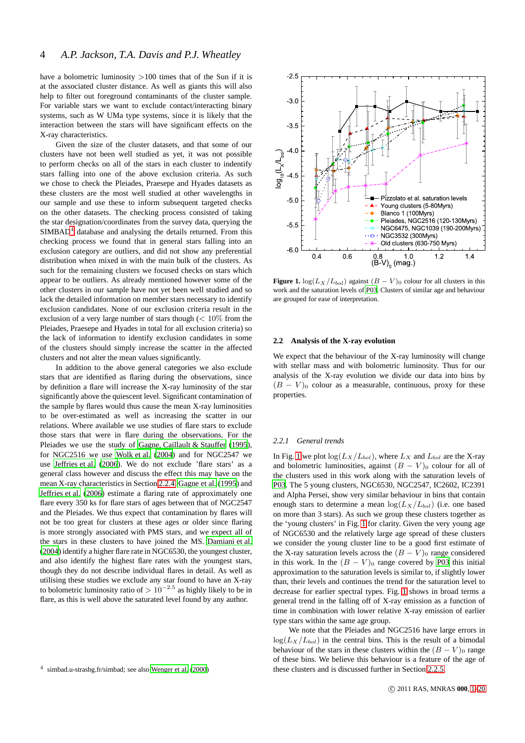have a bolometric luminosity >100 times that of the Sun if it is at the associated cluster distance. As well as giants this will also help to filter out foreground contaminants of the cluster sample. For variable stars we want to exclude contact/interacting binary systems, such as W UMa type systems, since it is likely that the interaction between the stars will have significant effects on the X-ray characteristics.

Given the size of the cluster datasets, and that some of our clusters have not been well studied as yet, it was not possible to perform checks on all of the stars in each cluster to indentify stars falling into one of the above exclusion criteria. As such we chose to check the Pleiades, Praesepe and Hyades datasets as these clusters are the most well studied at other wavelengths in our sample and use these to inform subsequent targeted checks on the other datasets. The checking process consisted of taking the star designation/coordinates from the survey data, querying the SIMBAD[4] database and analysing the details returned. From this checking process we found that in general stars falling into an exclusion category are outliers, and did not show any preferential distribution when mixed in with the main bulk of the clusters. As such for the remaining clusters we focused checks on stars which appear to be outliers. As already mentioned however some of the other clusters in our sample have not yet been well studied and so lack the detailed information on member stars necessary to identify exclusion candidates. None of our exclusion criteria result in the exclusion of a very large number of stars though ($<10\%$ from the Pleiades, Praesepe and Hyades in total for all exclusion criteria) so the lack of information to identify exclusion candidates in some of the clusters should simply increase the scatter in the affected clusters and not alter the mean values significantly.

In addition to the above general categories we also exclude stars that are identified as flaring during the observations, since by definition a flare will increase the X-ray luminosity of the star significantly above the quiescent level. Significant contamination of the sample by flares would thus cause the mean X-ray luminosities to be over-estimated as well as increasing the scatter in our relations. Where available we use studies of flare stars to exclude those stars that were in flare during the observations. For the Pleiades we use the study of Gagne, Caillault & Stauffer (1995), for NGC2516 we use Wolk et al. (2004) and for NGC2547 we use Jeffries et al. (2006). We do not exclude 'flare stars' as a general class however and discuss the effect this may have on the mean X-ray characteristics in Section 2.2.4. Gagne et al. (1995) and Jeffries et al. (2006) estimate a flaring rate of approximately one flare every 350 ks for flare stars of ages between that of NGC2547 and the Pleiades. We thus expect that contamination by flares will not be too great for clusters at these ages or older since flaring is more strongly associated with PMS stars, and we expect all of the stars in these clusters to have joined the MS. Damiani et al. (2004) identify a higher flare rate in NGC6530, the youngest cluster, and also identify the highest flare rates with the youngest stars, though they do not describe individual flares in detail. As well as utilising these studies we exclude any star found to have an X-ray to bolometric luminosity ratio of $>10^{-2.5}$ as highly likely to be in flare, as this is well above the saturated level found by any author.

[4] simbad.u-strasbg.fr/simbad; see also Wenger et al. (2000)

**Figure 1.** $\log(L_X/L_{bol})$ against $(B-V)_0$ colour for all clusters in this work and the saturation levels of P03. Clusters of similar age and behaviour are grouped for ease of interpretation.

### 2.2 Analysis of the X-ray evolution

We expect that the behaviour of the X-ray luminosity will change with stellar mass and with bolometric luminosity. Thus for our analysis of the X-ray evolution we divide our data into bins by $(B-V)_0$ colour as a measurable, continuous, proxy for these properties.

#### 2.2.1 General trends

In Fig. 1 we plot $\log(L_X/L_{bol})$, where $L_X$ and $L_{bol}$ are the X-ray and bolometric luminosities, against $(B-V)_0$ colour for all of the clusters used in this work along with the saturation levels of P03. The 5 young clusters, NGC6530, NGC2547, IC2602, IC2391 and Alpha Persei, show very similar behaviour in bins that contain enough stars to determine a mean $\log(L_X/L_{bol})$ (i.e. one based on more than 3 stars). As such we group these clusters together as the 'young clusters' in Fig. 1 for clarity. Given the very young age of NGC6530 and the relatively large age spread of these clusters we consider the young cluster line to be a good first estimate of the X-ray saturation levels across the $(B-V)_0$ range considered in this work. In the $(B-V)_0$ range covered by P03 this initial approximation to the saturation levels is similar to, if slightly lower than, their levels and continues the trend for the saturation level to decrease for earlier spectral types. Fig. 1 shows in broad terms a general trend in the falling off of X-ray emission as a function of time in combination with lower relative X-ray emission of earlier type stars within the same age group.

We note that the Pleiades and NGC2516 have large errors in $\log(L_X/L_{bol})$ in the central bins. This is the result of a bimodal behaviour of the stars in these clusters within the $(B-V)_0$ range of these bins. We believe this behaviour is a feature of the age of these clusters and is discussed further in Section 2.2.5.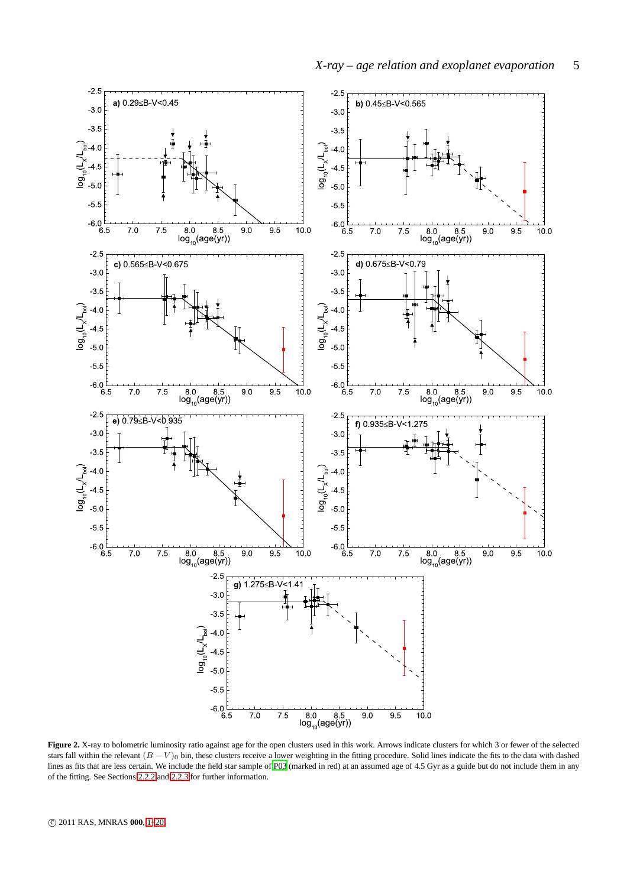**Figure 2.** X-ray to bolometric luminosity ratio against age for the open clusters used in this work. Arrows indicate clusters for which 3 or fewer of the selected stars fall within the relevant $(B-V)_0$ bin, these clusters receive a lower weighting in the fitting procedure. Solid lines indicate the fits to the data with dashed lines as fits that are less certain. We include the field star sample of P03 (marked in red) at an assumed age of 4.5 Gyr as a guide but do not include them in any of the fitting. See Sections 2.2.2 and 2.2.3 for further information.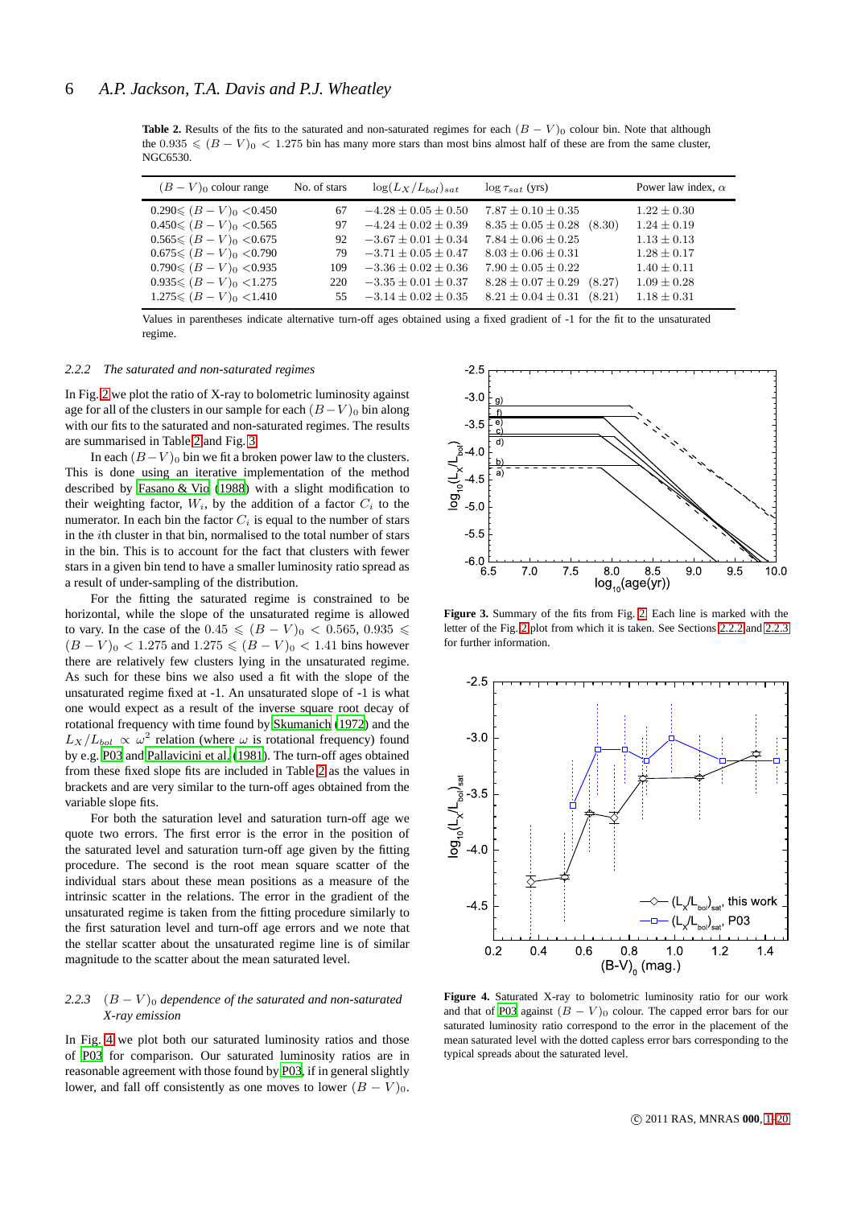**Table 2.** Results of the fits to the saturated and non-saturated regimes for each $(B-V)_0$ colour bin. Note that although the $0.935 \leqslant (B-V)_0 < 1.275$ bin has many more stars than most bins almost half of these are from the same cluster, NGC6530.

| $(B-V)_0$ colour range | No. of stars | $\log(L_X/L_{bol})_{sat}$ | $\log \tau_{sat}$ (yrs) | Power law index, $\alpha$ |
|---|---|---|---|---|
| $0.290 \leqslant (B-V)_0 < 0.450$ | 67 | $-4.28 \pm 0.05 \pm 0.50$ | $7.87 \pm 0.10 \pm 0.35$ | $1.22 \pm 0.30$ |
| $0.450 \leqslant (B-V)_0 < 0.565$ | 97 | $-4.24 \pm 0.02 \pm 0.39$ | $8.35 \pm 0.05 \pm 0.28$ (8.30) | $1.24 \pm 0.19$ |
| $0.565 \leqslant (B-V)_0 < 0.675$ | 92 | $-3.67 \pm 0.01 \pm 0.34$ | $7.84 \pm 0.06 \pm 0.25$ | $1.13 \pm 0.13$ |
| $0.675 \leqslant (B-V)_0 < 0.790$ | 79 | $-3.71 \pm 0.05 \pm 0.47$ | $8.03 \pm 0.06 \pm 0.31$ | $1.28 \pm 0.17$ |
| $0.790 \leqslant (B-V)_0 < 0.935$ | 109 | $-3.36 \pm 0.02 \pm 0.36$ | $7.90 \pm 0.05 \pm 0.22$ | $1.40 \pm 0.11$ |
| $0.935 \leqslant (B-V)_0 < 1.275$ | 220 | $-3.35 \pm 0.01 \pm 0.37$ | $8.28 \pm 0.07 \pm 0.29$ (8.27) | $1.09 \pm 0.28$ |
| $1.275 \leqslant (B-V)_0 < 1.410$ | 55 | $-3.14 \pm 0.02 \pm 0.35$ | $8.21 \pm 0.04 \pm 0.31$ (8.21) | $1.18 \pm 0.31$ |

Values in parentheses indicate alternative turn-off ages obtained using a fixed gradient of -1 for the fit to the unsaturated regime.

### 2.2.2 The saturated and non-saturated regimes

In Fig. 2 we plot the ratio of X-ray to bolometric luminosity against age for all of the clusters in our sample for each $(B-V)_0$ bin along with our fits to the saturated and non-saturated regimes. The results are summarised in Table 2 and Fig. 3.

In each $(B-V)_0$ bin we fit a broken power law to the clusters. This is done using an iterative implementation of the method described by Fasano & Vio (1988) with a slight modification to their weighting factor, $W_i$, by the addition of a factor $C_i$ to the numerator. In each bin the factor $C_i$ is equal to the number of stars in the $i$th cluster in that bin, normalised to the total number of stars in the bin. This is to account for the fact that clusters with fewer stars in a given bin tend to have a smaller luminosity ratio spread as a result of under-sampling of the distribution.

For the fitting the saturated regime is constrained to be horizontal, while the slope of the unsaturated regime is allowed to vary. In the case of the $0.45 \leqslant (B-V)_0 < 0.565$, $0.935 \leqslant (B-V)_0 < 1.275$ and $1.275 \leqslant (B-V)_0 < 1.41$ bins however there are relatively few clusters lying in the unsaturated regime. As such for these bins we also used a fit with the slope of the unsaturated regime fixed at -1. An unsaturated slope of -1 is what one would expect as a result of the inverse square root decay of rotational frequency with time found by Skumanich (1972) and the $L_X/L_{bol} \propto \omega^2$ relation (where $\omega$ is rotational frequency) found by e.g. P03 and Pallavicini et al. (1981). The turn-off ages obtained from these fixed slope fits are included in Table 2 as the values in brackets and are very similar to the turn-off ages obtained from the variable slope fits.

For both the saturation level and saturation turn-off age we quote two errors. The first error is the error in the position of the saturated level and saturation turn-off age given by the fitting procedure. The second is the root mean square scatter of the individual stars about these mean positions as a measure of the intrinsic scatter in the relations. The error in the gradient of the unsaturated regime is taken from the fitting procedure similarly to the first saturation level and turn-off age errors and we note that the stellar scatter about the unsaturated regime line is of similar magnitude to the scatter about the mean saturated level.

**Figure 3.** Summary of the fits from Fig. 2. Each line is marked with the letter of the Fig. 2 plot from which it is taken. See Sections 2.2.2 and 2.2.3 for further information.

**Figure 4.** Saturated X-ray to bolometric luminosity ratio for our work and that of P03 against $(B-V)_0$ colour. The capped error bars for our saturated luminosity ratio correspond to the error in the placement of the mean saturated level with the dotted capless error bars corresponding to the typical spreads about the saturated level.

### 2.2.3 $(B-V)_0$ dependence of the saturated and non-saturated X-ray emission

In Fig. 4 we plot both our saturated luminosity ratios and those of P03 for comparison. Our saturated luminosity ratios are in reasonable agreement with those found by P03, if in general slightly lower, and fall off consistently as one moves to lower $(B-V)_0$.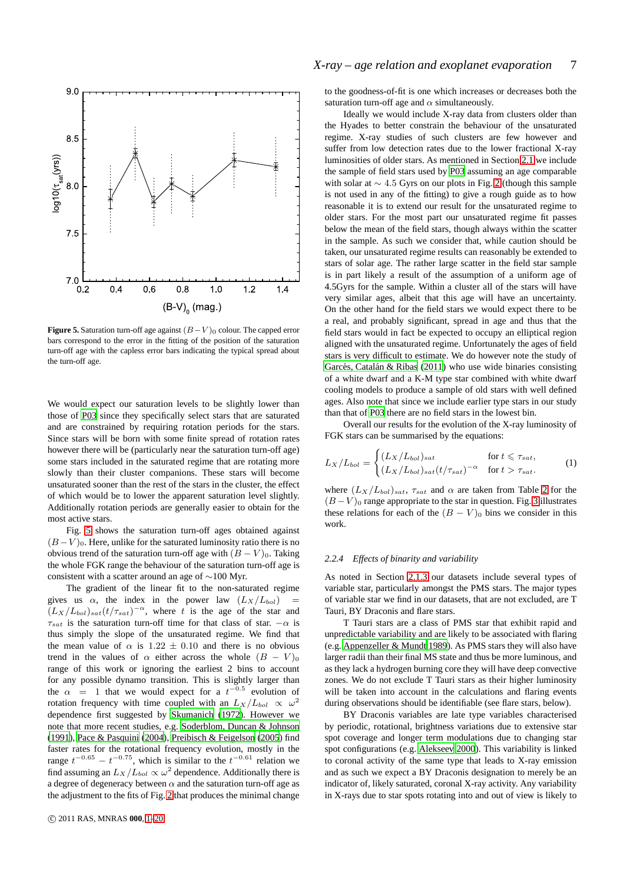**Figure 5.** Saturation turn-off age against $(B-V)_0$ colour. The capped error bars correspond to the error in the fitting of the position of the saturation turn-off age with the capless error bars indicating the typical spread about the turn-off age.

We would expect our saturation levels to be slightly lower than those of P03 since they specifically select stars that are saturated and are constrained by requiring rotation periods for the stars. Since stars will be born with some finite spread of rotation rates however there will be (particularly near the saturation turn-off age) some stars included in the saturated regime that are rotating more slowly than their cluster companions. These stars will become unsaturated sooner than the rest of the stars in the cluster, the effect of which would be to lower the apparent saturation level slightly. Additionally rotation periods are generally easier to obtain for the most active stars.

Fig. 5 shows the saturation turn-off ages obtained against $(B-V)_0$. Here, unlike for the saturated luminosity ratio there is no obvious trend of the saturation turn-off age with $(B-V)_0$. Taking the whole FGK range the behaviour of the saturation turn-off age is consistent with a scatter around an age of $\sim$100 Myr.

The gradient of the linear fit to the non-saturated regime gives us $\alpha$, the index in the power law $(L_X/L_{bol}) = (L_X/L_{bol})_{sat}(t/\tau_{sat})^{-\alpha}$, where $t$ is the age of the star and $\tau_{sat}$ is the saturation turn-off time for that class of star. $-\alpha$ is thus simply the slope of the unsaturated regime. We find that the mean value of $\alpha$ is $1.22 \pm 0.10$ and there is no obvious trend in the values of $\alpha$ either across the whole $(B-V)_0$ range of this work or ignoring the earliest 2 bins to account for any possible dynamo transition. This is slightly larger than the $\alpha = 1$ that we would expect for a $t^{-0.5}$ evolution of rotation frequency with time coupled with an $L_X/L_{bol} \propto \omega^2$ dependence first suggested by Skumanich (1972). However we note that more recent studies, e.g. Soderblom, Duncan & Johnson (1991), Pace & Pasquini (2004), Preibisch & Feigelson (2005) find faster rates for the rotational frequency evolution, mostly in the range $t^{-0.65} - t^{-0.75}$, which is similar to the $t^{-0.61}$ relation we find assuming an $L_X/L_{bol} \propto \omega^2$ dependence. Additionally there is a degree of degeneracy between $\alpha$ and the saturation turn-off age as the adjustment to the fits of Fig. 2 that produces the minimal change to the goodness-of-fit is one which increases or decreases both the saturation turn-off age and $\alpha$ simultaneously.

Ideally we would include X-ray data from clusters older than the Hyades to better constrain the behaviour of the unsaturated regime. X-ray studies of such clusters are few however and suffer from low detection rates due to the lower fractional X-ray luminosities of older stars. As mentioned in Section 2.1 we include the sample of field stars used by P03 assuming an age comparable with solar at $\sim 4.5$ Gyrs on our plots in Fig. 2 (though this sample is not used in any of the fitting) to give a rough guide as to how reasonable it is to extend our result for the unsaturated regime to older stars. For the most part our unsaturated regime fit passes below the mean of the field stars, though always within the scatter in the sample. As such we consider that, while caution should be taken, our unsaturated regime results can reasonably be extended to stars of solar age. The rather large scatter in the field star sample is in part likely a result of the assumption of a uniform age of 4.5Gyrs for the sample. Within a cluster all of the stars will have very similar ages, albeit that this age will have an uncertainty. On the other hand for the field stars we would expect there to be a real, and probably significant, spread in age and thus that the field stars would in fact be expected to occupy an elliptical region aligned with the unsaturated regime. Unfortunately the ages of field stars is very difficult to estimate. We do however note the study of Garcés, Catalán & Ribas (2011) who use wide binaries consisting of a white dwarf and a K-M type star combined with white dwarf cooling models to produce a sample of old stars with well defined ages. Also note that since we include earlier type stars in our study than that of P03 there are no field stars in the lowest bin.

Overall our results for the evolution of the X-ray luminosity of FGK stars can be summarised by the equations:

$$L_X/L_{bol} = \begin{cases} (L_X/L_{bol})_{sat} & \text{for } t \leqslant \tau_{sat}, \\ (L_X/L_{bol})_{sat}(t/\tau_{sat})^{-\alpha} & \text{for } t > \tau_{sat}. \end{cases} \quad (1)$$

where $(L_X/L_{bol})_{sat}$, $\tau_{sat}$ and $\alpha$ are taken from Table 2 for the $(B-V)_0$ range appropriate to the star in question. Fig. 3 illustrates these relations for each of the $(B-V)_0$ bins we consider in this work.

#### 2.2.4 Effects of binarity and variability

As noted in Section 2.1.3 our datasets include several types of variable star, particularly amongst the PMS stars. The major types of variable star we find in our datasets, that are not excluded, are T Tauri, BY Draconis and flare stars.

T Tauri stars are a class of PMS star that exhibit rapid and unpredictable variability and are likely to be associated with flaring (e.g. Appenzeller & Mundt 1989). As PMS stars they will also have larger radii than their final MS state and thus be more luminous, and as they lack a hydrogen burning core they will have deep convective zones. We do not exclude T Tauri stars as their higher luminosity will be taken into account in the calculations and flaring events during observations should be identifiable (see flare stars, below).

BY Draconis stars are late type variables characterised by periodic, rotational, brightness variations due to extensive star spot coverage and longer term modulations due to changing star spot configurations (e.g. Alekseev 2000). This variability is linked to coronal activity of the same type that leads to X-ray emission and as such we expect a BY Draconis designation to merely be an indicator of, likely saturated, coronal X-ray activity. Any variability in X-rays due to star spots rotating into and out of view is likely to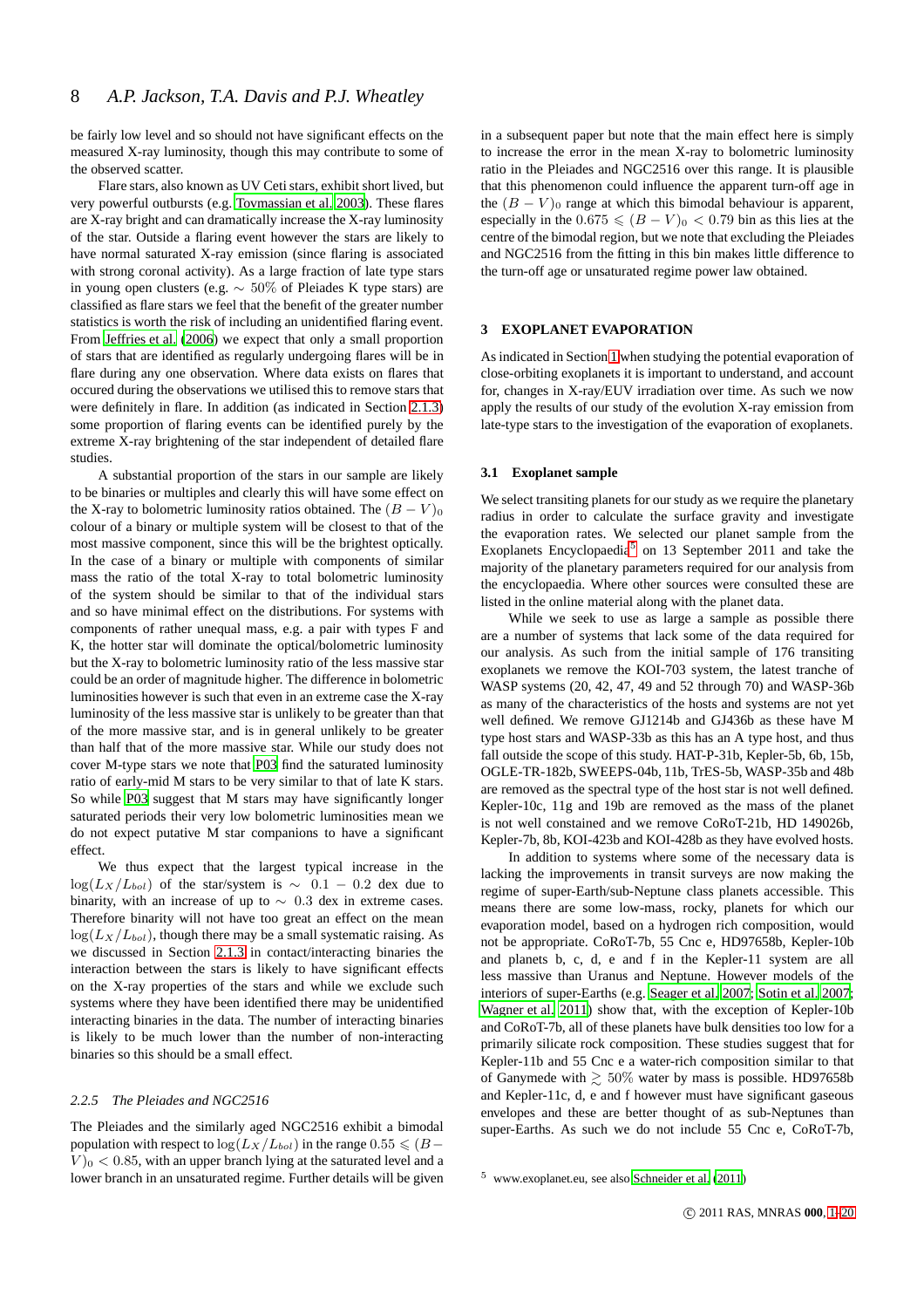be fairly low level and so should not have significant effects on the measured X-ray luminosity, though this may contribute to some of the observed scatter.

Flare stars, also known as UV Ceti stars, exhibit short lived, but very powerful outbursts (e.g. Tovmassian et al. 2003). These flares are X-ray bright and can dramatically increase the X-ray luminosity of the star. Outside a flaring event however the stars are likely to have normal saturated X-ray emission (since flaring is associated with strong coronal activity). As a large fraction of late type stars in young open clusters (e.g. $\sim 50\%$ of Pleiades K type stars) are classified as flare stars we feel that the benefit of the greater number statistics is worth the risk of including an unidentified flaring event. From Jeffries et al. (2006) we expect that only a small proportion of stars that are identified as regularly undergoing flares will be in flare during any one observation. Where data exists on flares that occured during the observations we utilised this to remove stars that were definitely in flare. In addition (as indicated in Section 2.1.3) some proportion of flaring events can be identified purely by the extreme X-ray brightening of the star independent of detailed flare studies.

A substantial proportion of the stars in our sample are likely to be binaries or multiples and clearly this will have some effect on the X-ray to bolometric luminosity ratios obtained. The $(B-V)_0$ colour of a binary or multiple system will be closest to that of the most massive component, since this will be the brightest optically. In the case of a binary or multiple with components of similar mass the ratio of the total X-ray to total bolometric luminosity of the system should be similar to that of the individual stars and so have minimal effect on the distributions. For systems with components of rather unequal mass, e.g. a pair with types F and K, the hotter star will dominate the optical/bolometric luminosity but the X-ray to bolometric luminosity ratio of the less massive star could be an order of magnitude higher. The difference in bolometric luminosities however is such that even in an extreme case the X-ray luminosity of the less massive star is unlikely to be greater than that of the more massive star, and is in general unlikely to be greater than half that of the more massive star. While our study does not cover M-type stars we note that P03 find the saturated luminosity ratio of early-mid M stars to be very similar to that of late K stars. So while P03 suggest that M stars may have significantly longer saturated periods their very low bolometric luminosities mean we do not expect putative M star companions to have a significant effect.

We thus expect that the largest typical increase in the $\log(L_X/L_{bol})$ of the star/system is $\sim 0.1-0.2$ dex due to binarity, with an increase of up to $\sim 0.3$ dex in extreme cases. Therefore binarity will not have too great an effect on the mean $\log(L_X/L_{bol})$, though there may be a small systematic raising. As we discussed in Section 2.1.3 in contact/interacting binaries the interaction between the stars is likely to have significant effects on the X-ray properties of the stars and while we exclude such systems where they have been identified there may be unidentified interacting binaries in the data. The number of interacting binaries is likely to be much lower than the number of non-interacting binaries so this should be a small effect.

### 2.2.5 *The Pleiades and NGC2516*

The Pleiades and the similarly aged NGC2516 exhibit a bimodal population with respect to $\log(L_X/L_{bol})$ in the range $0.55 \leqslant (B-V)_0 < 0.85$, with an upper branch lying at the saturated level and a lower branch in an unsaturated regime. Further details will be given in a subsequent paper but note that the main effect here is simply to increase the error in the mean X-ray to bolometric luminosity ratio in the Pleiades and NGC2516 over this range. It is plausible that this phenomenon could influence the apparent turn-off age in the $(B-V)_0$ range at which this bimodal behaviour is apparent, especially in the $0.675 \leqslant (B-V)_0 < 0.79$ bin as this lies at the centre of the bimodal region, but we note that excluding the Pleiades and NGC2516 from the fitting in this bin makes little difference to the turn-off age or unsaturated regime power law obtained.

## 3 EXOPLANET EVAPORATION

As indicated in Section 1 when studying the potential evaporation of close-orbiting exoplanets it is important to understand, and account for, changes in X-ray/EUV irradiation over time. As such we now apply the results of our study of the evolution X-ray emission from late-type stars to the investigation of the evaporation of exoplanets.

### 3.1 Exoplanet sample

We select transiting planets for our study as we require the planetary radius in order to calculate the surface gravity and investigate the evaporation rates. We selected our planet sample from the Exoplanets Encyclopaedia[5] on 13 September 2011 and take the majority of the planetary parameters required for our analysis from the encyclopaedia. Where other sources were consulted these are listed in the online material along with the planet data.

While we seek to use as large a sample as possible there are a number of systems that lack some of the data required for our analysis. As such from the initial sample of 176 transiting exoplanets we remove the KOI-703 system, the latest tranche of WASP systems (20, 42, 47, 49 and 52 through 70) and WASP-36b as many of the characteristics of the hosts and systems are not yet well defined. We remove GJ1214b and GJ436b as these have M type host stars and WASP-33b as this has an A type host, and thus fall outside the scope of this study. HAT-P-31b, Kepler-5b, 6b, 15b, OGLE-TR-182b, SWEEPS-04b, 11b, TrES-5b, WASP-35b and 48b are removed as the spectral type of the host star is not well defined. Kepler-10c, 11g and 19b are removed as the mass of the planet is not well constained and we remove CoRoT-21b, HD 149026b, Kepler-7b, 8b, KOI-423b and KOI-428b as they have evolved hosts.

In addition to systems where some of the necessary data is lacking the improvements in transit surveys are now making the regime of super-Earth/sub-Neptune class planets accessible. This means there are some low-mass, rocky, planets for which our evaporation model, based on a hydrogen rich composition, would not be appropriate. CoRoT-7b, 55 Cnc e, HD97658b, Kepler-10b and planets b, c, d, e and f in the Kepler-11 system are all less massive than Uranus and Neptune. However models of the interiors of super-Earths (e.g. Seager et al. 2007; Sotin et al. 2007; Wagner et al. 2011) show that, with the exception of Kepler-10b and CoRoT-7b, all of these planets have bulk densities too low for a primarily silicate rock composition. These studies suggest that for Kepler-11b and 55 Cnc e a water-rich composition similar to that of Ganymede with $\gtrsim 50\%$ water by mass is possible. HD97658b and Kepler-11c, d, e and f however must have significant gaseous envelopes and these are better thought of as sub-Neptunes than super-Earths. As such we do not include 55 Cnc e, CoRoT-7b,

[5] www.exoplanet.eu, see also Schneider et al. (2011)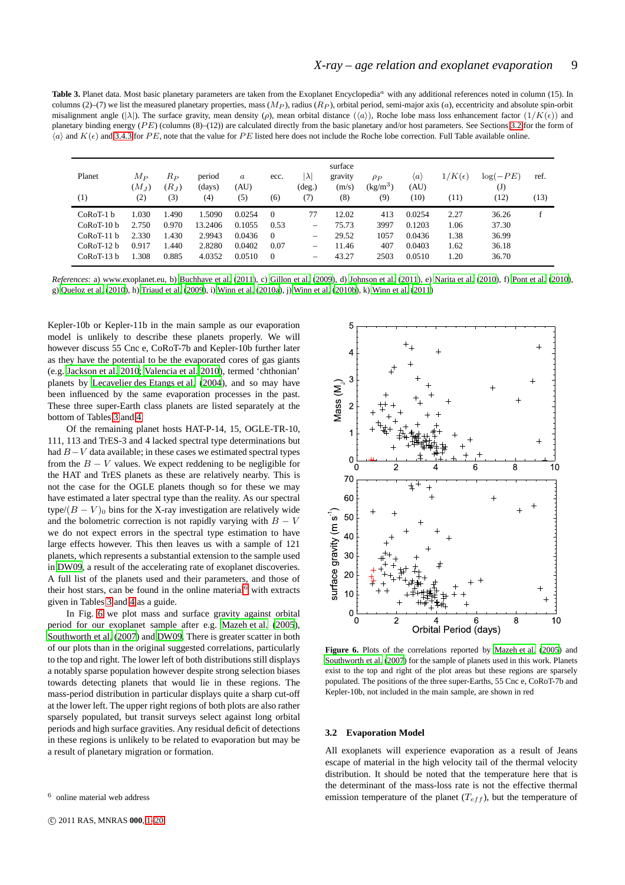**Table 3.** Planet data. Most basic planetary parameters are taken from the Exoplanet Encyclopedia[a] with any additional references noted in column (15). In columns (2)–(7) we list the measured planetary properties, mass ($M_P$), radius ($R_P$), orbital period, semi-major axis ($a$), eccentricity and absolute spin-orbit misalignment angle ($|\lambda|$). The surface gravity, mean density ($\rho$), mean orbital distance ($\langle a \rangle$), Roche lobe mass loss enhancement factor ($1/K(\epsilon)$) and planetary binding energy ($PE$) (columns (8)–(12)) are calculated directly from the basic planetary and/or host parameters. See Sections 3.2 for the form of $\langle a \rangle$ and $K(\epsilon)$ and 3.4.3 for $PE$, note that the value for $PE$ listed here does not include the Roche lobe correction. Full Table available online.

| Planet | $M_P$ ($M_J$) | $R_P$ ($R_J$) | period (days) | $a$ (AU) | ecc. | $\|\lambda\|$ (deg.) | surface gravity (m/s) | $\rho_P$ (kg/m$^3$) | $\langle a \rangle$ (AU) | $1/K(\epsilon)$ | $\log(-PE)$ (J) | ref. |
|---|---|---|---|---|---|---|---|---|---|---|---|---|
| (1) | (2) | (3) | (4) | (5) | (6) | (7) | (8) | (9) | (10) | (11) | (12) | (13) |
| CoRoT-1 b | 1.030 | 1.490 | 1.5090 | 0.0254 | 0 | 77 | 12.02 | 413 | 0.0254 | 2.27 | 36.26 | f |
| CoRoT-10 b | 2.750 | 0.970 | 13.2406 | 0.1055 | 0.53 | – | 75.73 | 3997 | 0.1203 | 1.06 | 37.30 | |
| CoRoT-11 b | 2.330 | 1.430 | 2.9943 | 0.0436 | 0 | – | 29.52 | 1057 | 0.0436 | 1.38 | 36.99 | |
| CoRoT-12 b | 0.917 | 1.440 | 2.8280 | 0.0402 | 0.07 | – | 11.46 | 407 | 0.0403 | 1.62 | 36.18 | |
| CoRoT-13 b | 1.308 | 0.885 | 4.0352 | 0.0510 | 0 | – | 43.27 | 2503 | 0.0510 | 1.20 | 36.70 | |

*References*: a) www.exoplanet.eu, b) Buchhave et al. (2011), c) Gillon et al. (2009), d) Johnson et al. (2011), e) Narita et al. (2010), f) Pont et al. (2010), g) Queloz et al. (2010), h) Triaud et al. (2009), i) Winn et al. (2010a), j) Winn et al. (2010b), k) Winn et al. (2011)

Kepler-10b or Kepler-11b in the main sample as our evaporation model is unlikely to describe these planets properly. We will however discuss 55 Cnc e, CoRoT-7b and Kepler-10b further later as they have the potential to be the evaporated cores of gas giants (e.g. Jackson et al. 2010; Valencia et al. 2010), termed 'chthonian' planets by Lecavelier des Etangs et al. (2004), and so may have been influenced by the same evaporation processes in the past. These three super-Earth class planets are listed separately at the bottom of Tables 3 and 4.

Of the remaining planet hosts HAT-P-14, 15, OGLE-TR-10, 111, 113 and TrES-3 and 4 lacked spectral type determinations but had $B-V$ data available; in these cases we estimated spectral types from the $B-V$ values. We expect reddening to be negligible for the HAT and TrES planets as these are relatively nearby. This is not the case for the OGLE planets though so for these we may have estimated a later spectral type than the reality. As our spectral type/$(B-V)_0$ bins for the X-ray investigation are relatively wide and the bolometric correction is not rapidly varying with $B-V$ we do not expect errors in the spectral type estimation to have large effects however. This then leaves us with a sample of 121 planets, which represents a substantial extension to the sample used in DW09, a result of the accelerating rate of exoplanet discoveries. A full list of the planets used and their parameters, and those of their host stars, can be found in the online material[6] with extracts given in Tables 3 and 4 as a guide.

In Fig. 6 we plot mass and surface gravity against orbital period for our exoplanet sample after e.g. Mazeh et al. (2005), Southworth et al. (2007) and DW09. There is greater scatter in both of our plots than in the original suggested correlations, particularly to the top and right. The lower left of both distributions still displays a notably sparse population however despite strong selection biases towards detecting planets that would lie in these regions. The mass-period distribution in particular displays quite a sharp cut-off at the lower left. The upper right regions of both plots are also rather sparsely populated, but transit surveys select against long orbital periods and high surface gravities. Any residual deficit of detections in these regions is unlikely to be related to evaporation but may be a result of planetary migration or formation.

**Figure 6.** Plots of the correlations reported by Mazeh et al. (2005) and Southworth et al. (2007) for the sample of planets used in this work. Planets exist to the top and right of the plot areas but these regions are sparsely populated. The positions of the three super-Earths, 55 Cnc e, CoRoT-7b and Kepler-10b, not included in the main sample, are shown in red

### 3.2 Evaporation Model

All exoplanets will experience evaporation as a result of Jeans escape of material in the high velocity tail of the thermal velocity distribution. It should be noted that the temperature here that is the determinant of the mass-loss rate is not the effective thermal emission temperature of the planet ($T_{eff}$), but the temperature of

[6] online material web address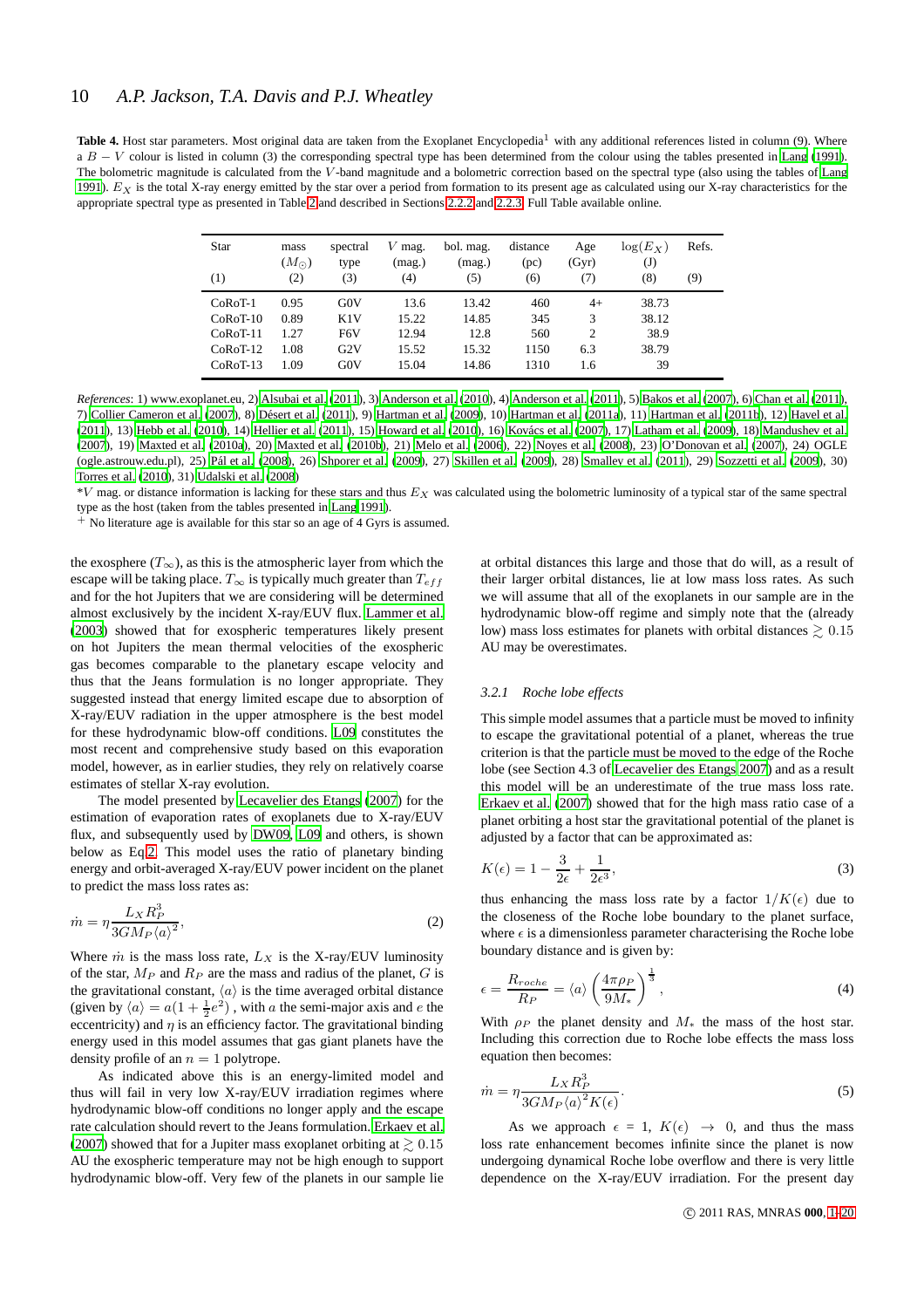**Table 4.** Host star parameters. Most original data are taken from the Exoplanet Encyclopedia[1] with any additional references listed in column (9). Where a $B-V$ colour is listed in column (3) the corresponding spectral type has been determined from the colour using the tables presented in Lang (1991). The bolometric magnitude is calculated from the $V$-band magnitude and a bolometric correction based on the spectral type (also using the tables of Lang 1991). $E_X$ is the total X-ray energy emitted by the star over a period from formation to its present age as calculated using our X-ray characteristics for the appropriate spectral type as presented in Table 2 and described in Sections 2.2.2 and 2.2.3. Full Table available online.

| Star (1) | mass ($M_\odot$) (2) | spectral type (3) | $V$ mag. (mag.) (4) | bol. mag. (mag.) (5) | distance (pc) (6) | Age (Gyr) (7) | $\log(E_X)$ (J) (8) | Refs. (9) |
|---|---|---|---|---|---|---|---|---|
| CoRoT-1 | 0.95 | G0V | 13.6 | 13.42 | 460 | 4+ | 38.73 | |
| CoRoT-10 | 0.89 | K1V | 15.22 | 14.85 | 345 | 3 | 38.12 | |
| CoRoT-11 | 1.27 | F6V | 12.94 | 12.8 | 560 | 2 | 38.9 | |
| CoRoT-12 | 1.08 | G2V | 15.52 | 15.32 | 1150 | 6.3 | 38.79 | |
| CoRoT-13 | 1.09 | G0V | 15.04 | 14.86 | 1310 | 1.6 | 39 | |

*References*: 1) www.exoplanet.eu, 2) Alsubai et al. (2011), 3) Anderson et al. (2010), 4) Anderson et al. (2011), 5) Bakos et al. (2007), 6) Chan et al. (2011), 7) Collier Cameron et al. (2007), 8) Désert et al. (2011), 9) Hartman et al. (2009), 10) Hartman et al. (2011a), 11) Hartman et al. (2011b), 12) Havel et al. (2011), 13) Hebb et al. (2010), 14) Hellier et al. (2011), 15) Howard et al. (2010), 16) Kovács et al. (2007), 17) Latham et al. (2009), 18) Mandushev et al. (2007), 19) Maxted et al. (2010a), 20) Maxted et al. (2010b), 21) Melo et al. (2006), 22) Noyes et al. (2008), 23) O'Donovan et al. (2007), 24) OGLE (ogle.astrouw.edu.pl), 25) Pál et al. (2008), 26) Shporer et al. (2009), 27) Skillen et al. (2009), 28) Smalley et al. (2011), 29) Sozzetti et al. (2009), 30) Torres et al. (2010), 31) Udalski et al. (2008)

*$V$ mag. or distance information is lacking for these stars and thus $E_X$ was calculated using the bolometric luminosity of a typical star of the same spectral type as the host (taken from the tables presented in Lang 1991).

$^+$ No literature age is available for this star so an age of 4 Gyrs is assumed.

the exosphere ($T_\infty$), as this is the atmospheric layer from which the escape will be taking place. $T_\infty$ is typically much greater than $T_{eff}$ and for the hot Jupiters that we are considering will be determined almost exclusively by the incident X-ray/EUV flux. Lammer et al. (2003) showed that for exospheric temperatures likely present on hot Jupiters the mean thermal velocities of the exospheric gas becomes comparable to the planetary escape velocity and thus that the Jeans formulation is no longer appropriate. They suggested instead that energy limited escape due to absorption of X-ray/EUV radiation in the upper atmosphere is the best model for these hydrodynamic blow-off conditions. L09 constitutes the most recent and comprehensive study based on this evaporation model, however, as in earlier studies, they rely on relatively coarse estimates of stellar X-ray evolution.

The model presented by Lecavelier des Etangs (2007) for the estimation of evaporation rates of exoplanets due to X-ray/EUV flux, and subsequently used by DW09, L09 and others, is shown below as Eq.2. This model uses the ratio of planetary binding energy and orbit-averaged X-ray/EUV power incident on the planet to predict the mass loss rates as:

$$\dot{m} = \eta \frac{L_X R_P^3}{3GM_P \langle a \rangle^2}, \tag{2}$$

Where $\dot{m}$ is the mass loss rate, $L_X$ is the X-ray/EUV luminosity of the star, $M_P$ and $R_P$ are the mass and radius of the planet, $G$ is the gravitational constant, $\langle a \rangle$ is the time averaged orbital distance (given by $\langle a \rangle = a(1+\frac{1}{2}e^2)$ , with $a$ the semi-major axis and $e$ the eccentricity) and $\eta$ is an efficiency factor. The gravitational binding energy used in this model assumes that gas giant planets have the density profile of an $n=1$ polytrope.

As indicated above this is an energy-limited model and thus will fail in very low X-ray/EUV irradiation regimes where hydrodynamic blow-off conditions no longer apply and the escape rate calculation should revert to the Jeans formulation. Erkaev et al. (2007) showed that for a Jupiter mass exoplanet orbiting at $\gtrsim 0.15$ AU the exospheric temperature may not be high enough to support hydrodynamic blow-off. Very few of the planets in our sample lie at orbital distances this large and those that do will, as a result of their larger orbital distances, lie at low mass loss rates. As such we will assume that all of the exoplanets in our sample are in the hydrodynamic blow-off regime and simply note that the (already low) mass loss estimates for planets with orbital distances $\gtrsim 0.15$ AU may be overestimates.

### 3.2.1 *Roche lobe effects*

This simple model assumes that a particle must be moved to infinity to escape the gravitational potential of a planet, whereas the true criterion is that the particle must be moved to the edge of the Roche lobe (see Section 4.3 of Lecavelier des Etangs 2007) and as a result this model will be an underestimate of the true mass loss rate. Erkaev et al. (2007) showed that for the high mass ratio case of a planet orbiting a host star the gravitational potential of the planet is adjusted by a factor that can be approximated as:

$$K(\epsilon) = 1 - \frac{3}{2\epsilon} + \frac{1}{2\epsilon^3}, \tag{3}$$

thus enhancing the mass loss rate by a factor $1/K(\epsilon)$ due to the closeness of the Roche lobe boundary to the planet surface, where $\epsilon$ is a dimensionless parameter characterising the Roche lobe boundary distance and is given by:

$$\epsilon = \frac{R_{roche}}{R_P} = \langle a \rangle \left(\frac{4\pi\rho_P}{9M_*}\right)^{\frac{1}{3}}, \tag{4}$$

With $\rho_P$ the planet density and $M_*$ the mass of the host star. Including this correction due to Roche lobe effects the mass loss equation then becomes:

$$\dot{m} = \eta \frac{L_X R_P^3}{3GM_P \langle a \rangle^2 K(\epsilon)}. \tag{5}$$

As we approach $\epsilon = 1$, $K(\epsilon) \rightarrow 0$, and thus the mass loss rate enhancement becomes infinite since the planet is now undergoing dynamical Roche lobe overflow and there is very little dependence on the X-ray/EUV irradiation. For the present day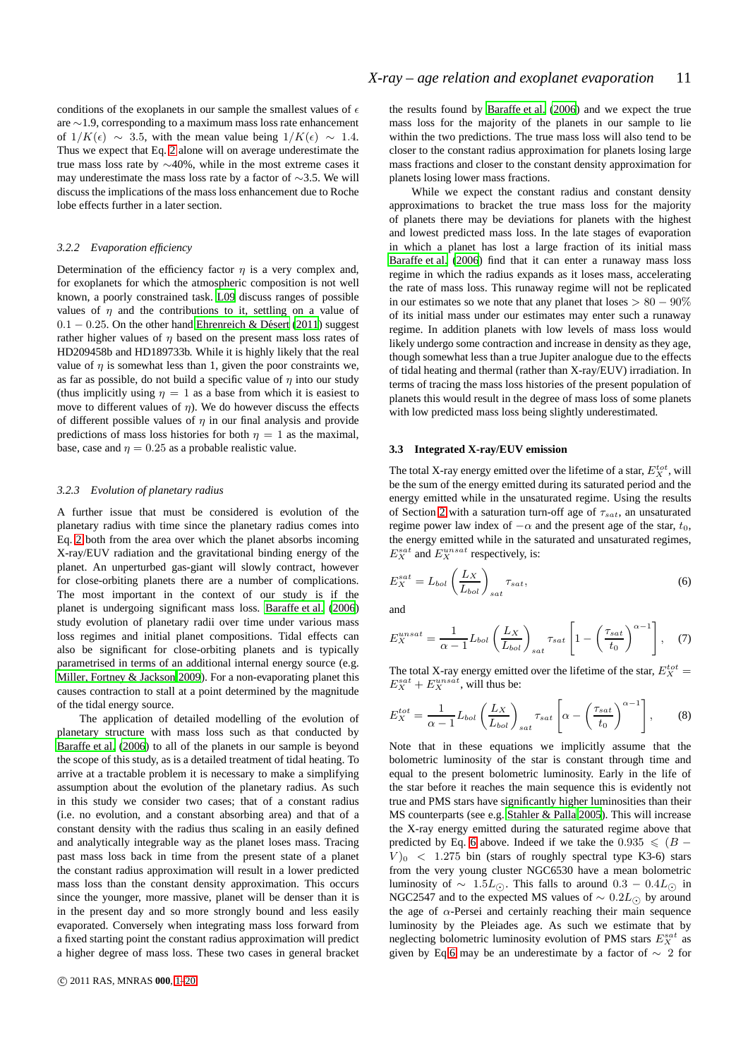conditions of the exoplanets in our sample the smallest values of $\epsilon$ are ~1.9, corresponding to a maximum mass loss rate enhancement of $1/K(\epsilon) \sim 3.5$, with the mean value being $1/K(\epsilon) \sim 1.4$. Thus we expect that Eq. 2 alone will on average underestimate the true mass loss rate by ~40%, while in the most extreme cases it may underestimate the mass loss rate by a factor of ~3.5. We will discuss the implications of the mass loss enhancement due to Roche lobe effects further in a later section.

#### 3.2.2 *Evaporation efficiency*

Determination of the efficiency factor $\eta$ is a very complex and, for exoplanets for which the atmospheric composition is not well known, a poorly constrained task. L09 discuss ranges of possible values of $\eta$ and the contributions to it, settling on a value of $0.1-0.25$. On the other hand Ehrenreich & Désert (2011) suggest rather higher values of $\eta$ based on the present mass loss rates of HD209458b and HD189733b. While it is highly likely that the real value of $\eta$ is somewhat less than 1, given the poor constraints we, as far as possible, do not build a specific value of $\eta$ into our study (thus implicitly using $\eta = 1$ as a base from which it is easiest to move to different values of $\eta$). We do however discuss the effects of different possible values of $\eta$ in our final analysis and provide predictions of mass loss histories for both $\eta = 1$ as the maximal, base, case and $\eta = 0.25$ as a probable realistic value.

#### 3.2.3 *Evolution of planetary radius*

A further issue that must be considered is evolution of the planetary radius with time since the planetary radius comes into Eq. 2 both from the area over which the planet absorbs incoming X-ray/EUV radiation and the gravitational binding energy of the planet. An unperturbed gas-giant will slowly contract, however for close-orbiting planets there are a number of complications. The most important in the context of our study is if the planet is undergoing significant mass loss. Baraffe et al. (2006) study evolution of planetary radii over time under various mass loss regimes and initial planet compositions. Tidal effects can also be significant for close-orbiting planets and is typically parametrised in terms of an additional internal energy source (e.g. Miller, Fortney & Jackson 2009). For a non-evaporating planet this causes contraction to stall at a point determined by the magnitude of the tidal energy source.

The application of detailed modelling of the evolution of planetary structure with mass loss such as that conducted by Baraffe et al. (2006) to all of the planets in our sample is beyond the scope of this study, as is a detailed treatment of tidal heating. To arrive at a tractable problem it is necessary to make a simplifying assumption about the evolution of the planetary radius. As such in this study we consider two cases; that of a constant radius (i.e. no evolution, and a constant absorbing area) and that of a constant density with the radius thus scaling in an easily defined and analytically integrable way as the planet loses mass. Tracing past mass loss back in time from the present state of a planet the constant radius approximation will result in a lower predicted mass loss than the constant density approximation. This occurs since the younger, more massive, planet will be denser than it is in the present day and so more strongly bound and less easily evaporated. Conversely when integrating mass loss forward from a fixed starting point the constant radius approximation will predict a higher degree of mass loss. These two cases in general bracket the results found by Baraffe et al. (2006) and we expect the true mass loss for the majority of the planets in our sample to lie within the two predictions. The true mass loss will also tend to be closer to the constant radius approximation for planets losing large mass fractions and closer to the constant density approximation for planets losing lower mass fractions.

While we expect the constant radius and constant density approximations to bracket the true mass loss for the majority of planets there may be deviations for planets with the highest and lowest predicted mass loss. In the late stages of evaporation in which a planet has lost a large fraction of its initial mass Baraffe et al. (2006) find that it can enter a runaway mass loss regime in which the radius expands as it loses mass, accelerating the rate of mass loss. This runaway regime will not be replicated in our estimates so we note that any planet that loses $> 80-90\%$ of its initial mass under our estimates may enter such a runaway regime. In addition planets with low levels of mass loss would likely undergo some contraction and increase in density as they age, though somewhat less than a true Jupiter analogue due to the effects of tidal heating and thermal (rather than X-ray/EUV) irradiation. In terms of tracing the mass loss histories of the present population of planets this would result in the degree of mass loss of some planets with low predicted mass loss being slightly underestimated.

### 3.3 Integrated X-ray/EUV emission

The total X-ray energy emitted over the lifetime of a star, $E_X^{tot}$, will be the sum of the energy emitted during its saturated period and the energy emitted while in the unsaturated regime. Using the results of Section 2 with a saturation turn-off age of $\tau_{sat}$, an unsaturated regime power law index of $-\alpha$ and the present age of the star, $t_0$, the energy emitted while in the saturated and unsaturated regimes, $E_X^{sat}$ and $E_X^{unsat}$ respectively, is:

$$E_X^{sat} = L_{bol}\left(\frac{L_X}{L_{bol}}\right)_{sat}\tau_{sat}, \tag{6}$$

and

$$E_X^{unsat} = \frac{1}{\alpha - 1}L_{bol}\left(\frac{L_X}{L_{bol}}\right)_{sat}\tau_{sat}\left[1 - \left(\frac{\tau_{sat}}{t_0}\right)^{\alpha-1}\right], \tag{7}$$

The total X-ray energy emitted over the lifetime of the star, $E_X^{tot} = E_X^{sat} + E_X^{unsat}$, will thus be:

$$E_X^{tot} = \frac{1}{\alpha - 1}L_{bol}\left(\frac{L_X}{L_{bol}}\right)_{sat}\tau_{sat}\left[\alpha - \left(\frac{\tau_{sat}}{t_0}\right)^{\alpha-1}\right], \tag{8}$$

Note that in these equations we implicitly assume that the bolometric luminosity of the star is constant through time and equal to the present bolometric luminosity. Early in the life of the star before it reaches the main sequence this is evidently not true and PMS stars have significantly higher luminosities than their MS counterparts (see e.g. Stahler & Palla 2005). This will increase the X-ray energy emitted during the saturated regime above that predicted by Eq. 6 above. Indeed if we take the $0.935 \leqslant (B-V)_0 < 1.275$ bin (stars of roughly spectral type K3-6) stars from the very young cluster NGC6530 have a mean bolometric luminosity of $\sim 1.5L_\odot$. This falls to around $0.3-0.4L_\odot$ in NGC2547 and to the expected MS values of $\sim 0.2L_\odot$ by around the age of $\alpha$-Persei and certainly reaching their main sequence luminosity by the Pleiades age. As such we estimate that by neglecting bolometric luminosity evolution of PMS stars $E_X^{sat}$ as given by Eq.6 may be an underestimate by a factor of $\sim 2$ for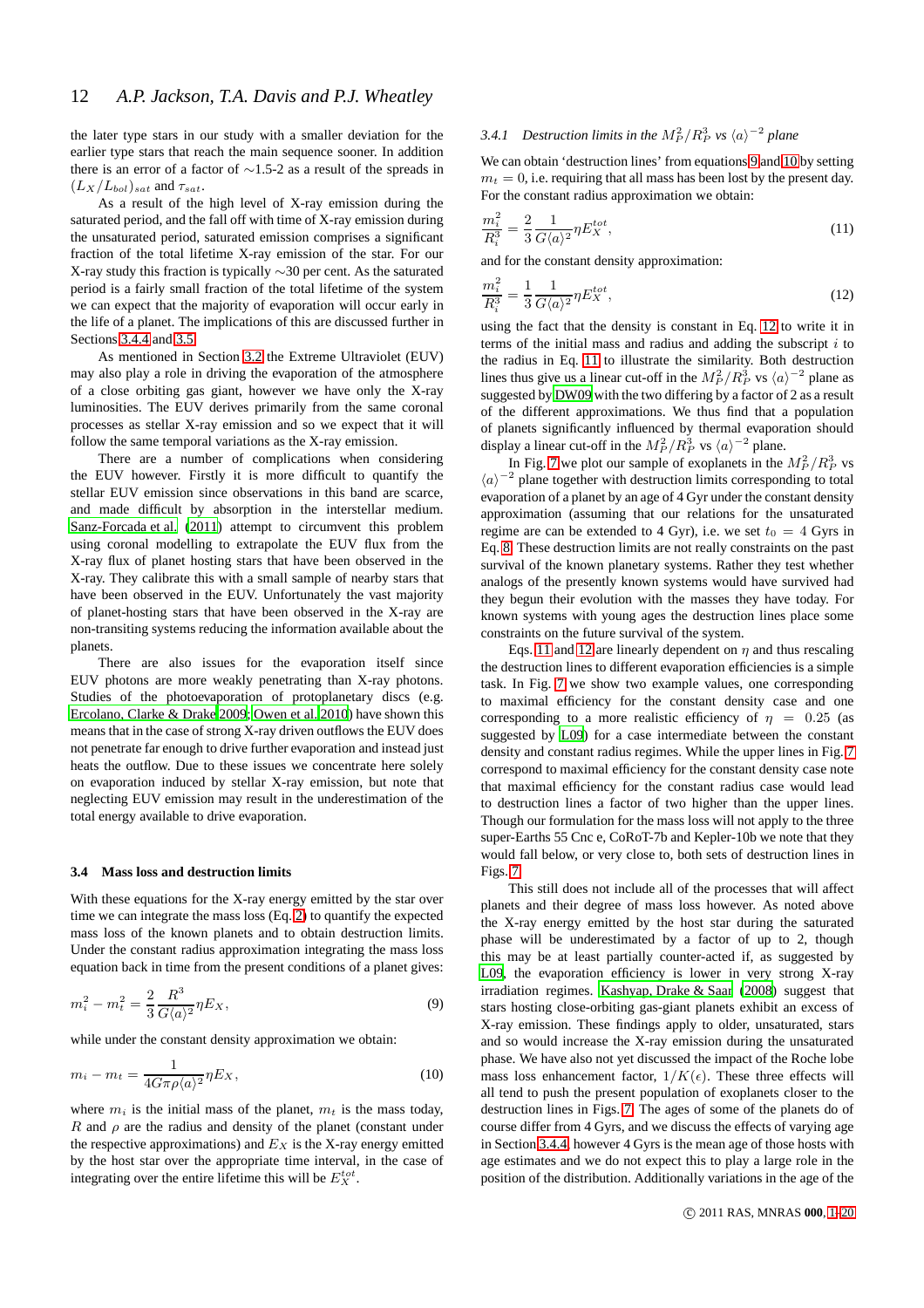the later type stars in our study with a smaller deviation for the earlier type stars that reach the main sequence sooner. In addition there is an error of a factor of ∼1.5-2 as a result of the spreads in $(L_X/L_{bol})_{sat}$ and $\tau_{sat}$.

As a result of the high level of X-ray emission during the saturated period, and the fall off with time of X-ray emission during the unsaturated period, saturated emission comprises a significant fraction of the total lifetime X-ray emission of the star. For our X-ray study this fraction is typically ∼30 per cent. As the saturated period is a fairly small fraction of the total lifetime of the system we can expect that the majority of evaporation will occur early in the life of a planet. The implications of this are discussed further in Sections 3.4.4 and 3.5.

As mentioned in Section 3.2 the Extreme Ultraviolet (EUV) may also play a role in driving the evaporation of the atmosphere of a close orbiting gas giant, however we have only the X-ray luminosities. The EUV derives primarily from the same coronal processes as stellar X-ray emission and so we expect that it will follow the same temporal variations as the X-ray emission.

There are a number of complications when considering the EUV however. Firstly it is more difficult to quantify the stellar EUV emission since observations in this band are scarce, and made difficult by absorption in the interstellar medium. Sanz-Forcada et al. (2011) attempt to circumvent this problem using coronal modelling to extrapolate the EUV flux from the X-ray flux of planet hosting stars that have been observed in the X-ray. They calibrate this with a small sample of nearby stars that have been observed in the EUV. Unfortunately the vast majority of planet-hosting stars that have been observed in the X-ray are non-transiting systems reducing the information available about the planets.

There are also issues for the evaporation itself since EUV photons are more weakly penetrating than X-ray photons. Studies of the photoevaporation of protoplanetary discs (e.g. Ercolano, Clarke & Drake 2009; Owen et al. 2010) have shown this means that in the case of strong X-ray driven outflows the EUV does not penetrate far enough to drive further evaporation and instead just heats the outflow. Due to these issues we concentrate here solely on evaporation induced by stellar X-ray emission, but note that neglecting EUV emission may result in the underestimation of the total energy available to drive evaporation.

### 3.4 Mass loss and destruction limits

With these equations for the X-ray energy emitted by the star over time we can integrate the mass loss (Eq. 2) to quantify the expected mass loss of the known planets and to obtain destruction limits. Under the constant radius approximation integrating the mass loss equation back in time from the present conditions of a planet gives:

$$m_i^2 - m_t^2 = \frac{2}{3}\frac{R^3}{G\langle a\rangle^2}\eta E_X, \tag{9}$$

while under the constant density approximation we obtain:

$$m_i - m_t = \frac{1}{4G\pi\rho\langle a\rangle^2}\eta E_X, \tag{10}$$

where $m_i$ is the initial mass of the planet, $m_t$ is the mass today, $R$ and $\rho$ are the radius and density of the planet (constant under the respective approximations) and $E_X$ is the X-ray energy emitted by the host star over the appropriate time interval, in the case of integrating over the entire lifetime this will be $E_X^{tot}$.

#### 3.4.1 Destruction limits in the $M_P^2/R_P^3$ vs $\langle a\rangle^{-2}$ plane

We can obtain 'destruction lines' from equations 9 and 10 by setting $m_t = 0$, i.e. requiring that all mass has been lost by the present day. For the constant radius approximation we obtain:

$$\frac{m_i^2}{R_i^3} = \frac{2}{3}\frac{1}{G\langle a\rangle^2}\eta E_X^{tot}, \tag{11}$$

and for the constant density approximation:

$$\frac{m_i^2}{R_i^3} = \frac{1}{3}\frac{1}{G\langle a\rangle^2}\eta E_X^{tot}, \tag{12}$$

using the fact that the density is constant in Eq. 12 to write it in terms of the initial mass and radius and adding the subscript $i$ to the radius in Eq. 11 to illustrate the similarity. Both destruction lines thus give us a linear cut-off in the $M_P^2/R_P^3$ vs $\langle a\rangle^{-2}$ plane as suggested by DW09 with the two differing by a factor of 2 as a result of the different approximations. We thus find that a population of planets significantly influenced by thermal evaporation should display a linear cut-off in the $M_P^2/R_P^3$ vs $\langle a\rangle^{-2}$ plane.

In Fig. 7 we plot our sample of exoplanets in the $M_P^2/R_P^3$ vs $\langle a\rangle^{-2}$ plane together with destruction limits corresponding to total evaporation of a planet by an age of 4 Gyr under the constant density approximation (assuming that our relations for the unsaturated regime are can be extended to 4 Gyr), i.e. we set $t_0 = 4$ Gyrs in Eq. 8. These destruction limits are not really constraints on the past survival of the known planetary systems. Rather they test whether analogs of the presently known systems would have survived had they begun their evolution with the masses they have today. For known systems with young ages the destruction lines place some constraints on the future survival of the system.

Eqs. 11 and 12 are linearly dependent on $\eta$ and thus rescaling the destruction lines to different evaporation efficiencies is a simple task. In Fig. 7 we show two example values, one corresponding to maximal efficiency for the constant density case and one corresponding to a more realistic efficiency of $\eta = 0.25$ (as suggested by L09) for a case intermediate between the constant density and constant radius regimes. While the upper lines in Fig. 7 correspond to maximal efficiency for the constant density case note that maximal efficiency for the constant radius case would lead to destruction lines a factor of two higher than the upper lines. Though our formulation for the mass loss will not apply to the three super-Earths 55 Cnc e, CoRoT-7b and Kepler-10b we note that they would fall below, or very close to, both sets of destruction lines in Figs. 7.

This still does not include all of the processes that will affect planets and their degree of mass loss however. As noted above the X-ray energy emitted by the host star during the saturated phase will be underestimated by a factor of up to 2, though this may be at least partially counter-acted if, as suggested by L09, the evaporation efficiency is lower in very strong X-ray irradiation regimes. Kashyap, Drake & Saar (2008) suggest that stars hosting close-orbiting gas-giant planets exhibit an excess of X-ray emission. These findings apply to older, unsaturated, stars and so would increase the X-ray emission during the unsaturated phase. We have also not yet discussed the impact of the Roche lobe mass loss enhancement factor, $1/K(\epsilon)$. These three effects will all tend to push the present population of exoplanets closer to the destruction lines in Figs. 7. The ages of some of the planets do of course differ from 4 Gyrs, and we discuss the effects of varying age in Section 3.4.4, however 4 Gyrs is the mean age of those hosts with age estimates and we do not expect this to play a large role in the position of the distribution. Additionally variations in the age of the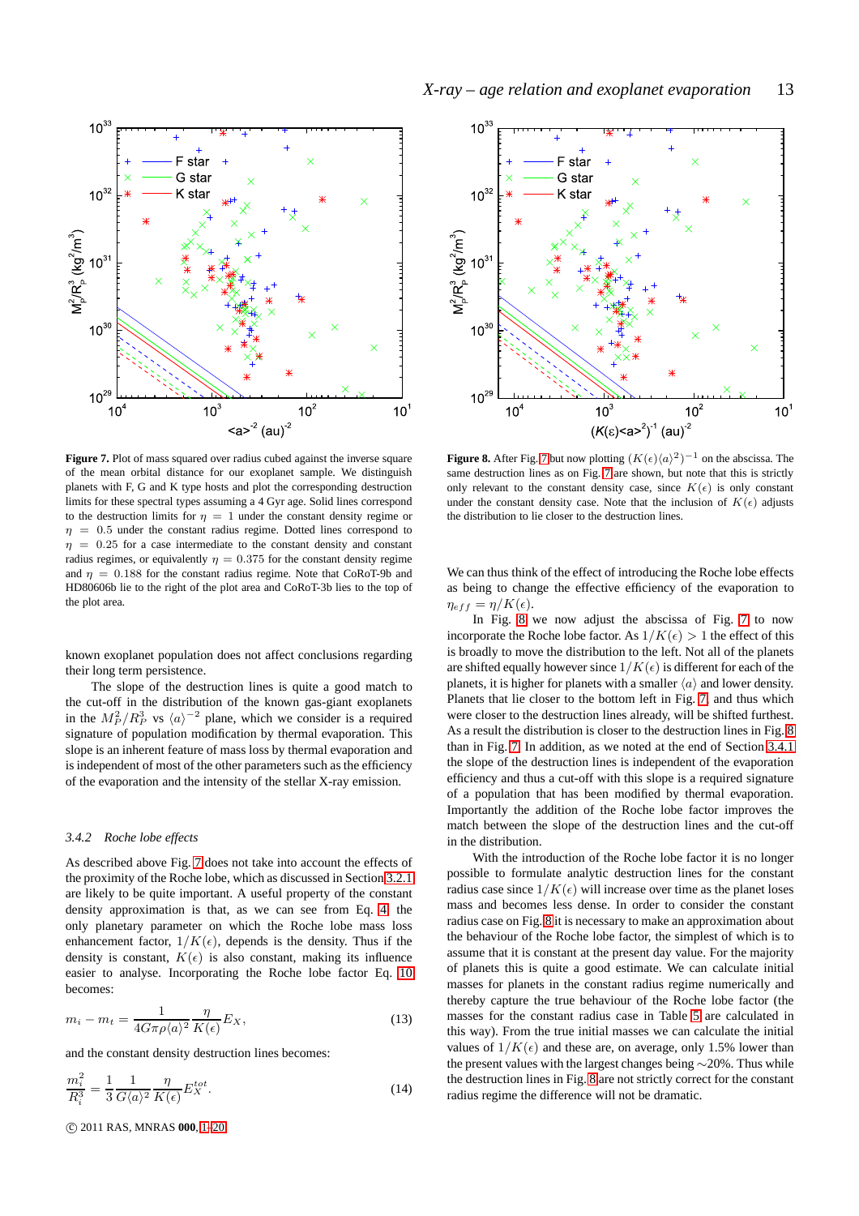**Figure 7.** Plot of mass squared over radius cubed against the inverse square of the mean orbital distance for our exoplanet sample. We distinguish planets with F, G and K type hosts and plot the corresponding destruction limits for these spectral types assuming a 4 Gyr age. Solid lines correspond to the destruction limits for $\eta = 1$ under the constant density regime or $\eta = 0.5$ under the constant radius regime. Dotted lines correspond to $\eta = 0.25$ for a case intermediate to the constant density and constant radius regimes, or equivalently $\eta = 0.375$ for the constant density regime and $\eta = 0.188$ for the constant radius regime. Note that CoRoT-9b and HD80606b lie to the right of the plot area and CoRoT-3b lies to the top of the plot area.

**Figure 8.** After Fig. 7 but now plotting $(K(\epsilon)\langle a \rangle^2)^{-1}$ on the abscissa. The same destruction lines as on Fig. 7 are shown, but note that this is strictly only relevant to the constant density case, since $K(\epsilon)$ is only constant under the constant density case. Note that the inclusion of $K(\epsilon)$ adjusts the distribution to lie closer to the destruction lines.

known exoplanet population does not affect conclusions regarding their long term persistence.

The slope of the destruction lines is quite a good match to the cut-off in the distribution of the known gas-giant exoplanets in the $M_P^2/R_P^3$ vs $\langle a \rangle^{-2}$ plane, which we consider is a required signature of population modification by thermal evaporation. This slope is an inherent feature of mass loss by thermal evaporation and is independent of most of the other parameters such as the efficiency of the evaporation and the intensity of the stellar X-ray emission.

### 3.4.2 Roche lobe effects

As described above Fig. 7 does not take into account the effects of the proximity of the Roche lobe, which as discussed in Section 3.2.1 are likely to be quite important. A useful property of the constant density approximation is that, as we can see from Eq. 4, the only planetary parameter on which the Roche lobe mass loss enhancement factor, $1/K(\epsilon)$, depends is the density. Thus if the density is constant, $K(\epsilon)$ is also constant, making its influence easier to analyse. Incorporating the Roche lobe factor Eq. 10 becomes:

$$m_i - m_t = \frac{1}{4G\pi\rho\langle a \rangle^2} \frac{\eta}{K(\epsilon)} E_X, \qquad (13)$$

and the constant density destruction lines becomes:

$$\frac{m_i^2}{R_i^3} = \frac{1}{3} \frac{1}{G\langle a \rangle^2} \frac{\eta}{K(\epsilon)} E_X^{tot}. \qquad (14)$$

We can thus think of the effect of introducing the Roche lobe effects as being to change the effective efficiency of the evaporation to $\eta_{eff} = \eta/K(\epsilon)$.

In Fig. 8 we now adjust the abscissa of Fig. 7 to now incorporate the Roche lobe factor. As $1/K(\epsilon) > 1$ the effect of this is broadly to move the distribution to the left. Not all of the planets are shifted equally however since $1/K(\epsilon)$ is different for each of the planets, it is higher for planets with a smaller $\langle a \rangle$ and lower density. Planets that lie closer to the bottom left in Fig. 7, and thus which were closer to the destruction lines already, will be shifted furthest. As a result the distribution is closer to the destruction lines in Fig. 8 than in Fig. 7. In addition, as we noted at the end of Section 3.4.1 the slope of the destruction lines is independent of the evaporation efficiency and thus a cut-off with this slope is a required signature of a population that has been modified by thermal evaporation. Importantly the addition of the Roche lobe factor improves the match between the slope of the destruction lines and the cut-off in the distribution.

With the introduction of the Roche lobe factor it is no longer possible to formulate analytic destruction lines for the constant radius case since $1/K(\epsilon)$ will increase over time as the planet loses mass and becomes less dense. In order to consider the constant radius case on Fig. 8 it is necessary to make an approximation about the behaviour of the Roche lobe factor, the simplest of which is to assume that it is constant at the present day value. For the majority of planets this is quite a good estimate. We can calculate initial masses for planets in the constant radius regime numerically and thereby capture the true behaviour of the Roche lobe factor (the masses for the constant radius case in Table 5 are calculated in this way). From the true initial masses we can calculate the initial values of $1/K(\epsilon)$ and these are, on average, only 1.5% lower than the present values with the largest changes being ∼20%. Thus while the destruction lines in Fig. 8 are not strictly correct for the constant radius regime the difference will not be dramatic.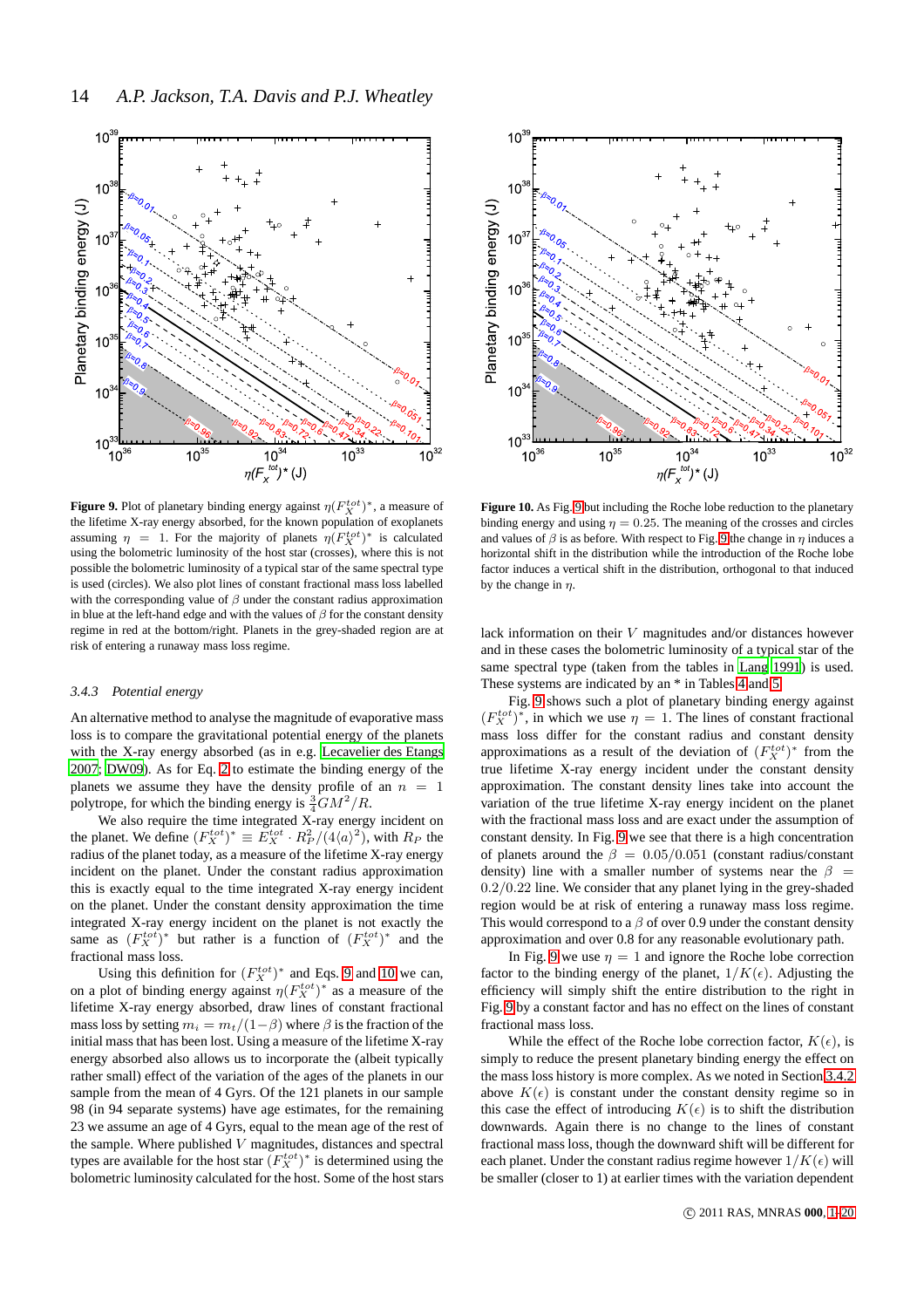**Figure 9.** Plot of planetary binding energy against $\eta(F_X^{tot})^*$, a measure of the lifetime X-ray energy absorbed, for the known population of exoplanets assuming $\eta = 1$. For the majority of planets $\eta(F_X^{tot})^*$ is calculated using the bolometric luminosity of the host star (crosses), where this is not possible the bolometric luminosity of a typical star of the same spectral type is used (circles). We also plot lines of constant fractional mass loss labelled with the corresponding value of $\beta$ under the constant radius approximation in blue at the left-hand edge and with the values of $\beta$ for the constant density regime in red at the bottom/right. Planets in the grey-shaded region are at risk of entering a runaway mass loss regime.

**Figure 10.** As Fig. 9 but including the Roche lobe reduction to the planetary binding energy and using $\eta = 0.25$. The meaning of the crosses and circles and values of $\beta$ is as before. With respect to Fig. 9 the change in $\eta$ induces a horizontal shift in the distribution while the introduction of the Roche lobe factor induces a vertical shift in the distribution, orthogonal to that induced by the change in $\eta$.

### 3.4.3 *Potential energy*

An alternative method to analyse the magnitude of evaporative mass loss is to compare the gravitational potential energy of the planets with the X-ray energy absorbed (as in e.g. Lecavelier des Etangs 2007; DW09). As for Eq. 2 to estimate the binding energy of the planets we assume they have the density profile of an $n = 1$ polytrope, for which the binding energy is $\frac{3}{4}GM^2/R$.

We also require the time integrated X-ray energy incident on the planet. We define $(F_X^{tot})^* \equiv E_X^{tot} \cdot R_P^2/(4\langle a \rangle^2)$, with $R_P$ the radius of the planet today, as a measure of the lifetime X-ray energy incident on the planet. Under the constant radius approximation this is exactly equal to the time integrated X-ray energy incident on the planet. Under the constant density approximation the time integrated X-ray energy incident on the planet is not exactly the same as $(F_X^{tot})^*$ but rather is a function of $(F_X^{tot})^*$ and the fractional mass loss.

Using this definition for $(F_X^{tot})^*$ and Eqs. 9 and 10 we can, on a plot of binding energy against $\eta(F_X^{tot})^*$ as a measure of the lifetime X-ray energy absorbed, draw lines of constant fractional mass loss by setting $m_i = m_t/(1-\beta)$ where $\beta$ is the fraction of the initial mass that has been lost. Using a measure of the lifetime X-ray energy absorbed also allows us to incorporate the (albeit typically rather small) effect of the variation of the ages of the planets in our sample from the mean of 4 Gyrs. Of the 121 planets in our sample 98 (in 94 separate systems) have age estimates, for the remaining 23 we assume an age of 4 Gyrs, equal to the mean age of the rest of the sample. Where published $V$ magnitudes, distances and spectral types are available for the host star $(F_X^{tot})^*$ is determined using the bolometric luminosity calculated for the host. Some of the host stars lack information on their $V$ magnitudes and/or distances however and in these cases the bolometric luminosity of a typical star of the same spectral type (taken from the tables in Lang 1991) is used. These systems are indicated by an * in Tables 4 and 5.

Fig. 9 shows such a plot of planetary binding energy against $(F_X^{tot})^*$, in which we use $\eta = 1$. The lines of constant fractional mass loss differ for the constant radius and constant density approximations as a result of the deviation of $(F_X^{tot})^*$ from the true lifetime X-ray energy incident under the constant density approximation. The constant density lines take into account the variation of the true lifetime X-ray energy incident on the planet with the fractional mass loss and are exact under the assumption of constant density. In Fig. 9 we see that there is a high concentration of planets around the $\beta = 0.05/0.051$ (constant radius/constant density) line with a smaller number of systems near the $\beta = 0.2/0.22$ line. We consider that any planet lying in the grey-shaded region would be at risk of entering a runaway mass loss regime. This would correspond to a $\beta$ of over 0.9 under the constant density approximation and over 0.8 for any reasonable evolutionary path.

In Fig. 9 we use $\eta = 1$ and ignore the Roche lobe correction factor to the binding energy of the planet, $1/K(\epsilon)$. Adjusting the efficiency will simply shift the entire distribution to the right in Fig. 9 by a constant factor and has no effect on the lines of constant fractional mass loss.

While the effect of the Roche lobe correction factor, $K(\epsilon)$, is simply to reduce the present planetary binding energy the effect on the mass loss history is more complex. As we noted in Section 3.4.2 above $K(\epsilon)$ is constant under the constant density regime so in this case the effect of introducing $K(\epsilon)$ is to shift the distribution downwards. Again there is no change to the lines of constant fractional mass loss, though the downward shift will be different for each planet. Under the constant radius regime however $1/K(\epsilon)$ will be smaller (closer to 1) at earlier times with the variation dependent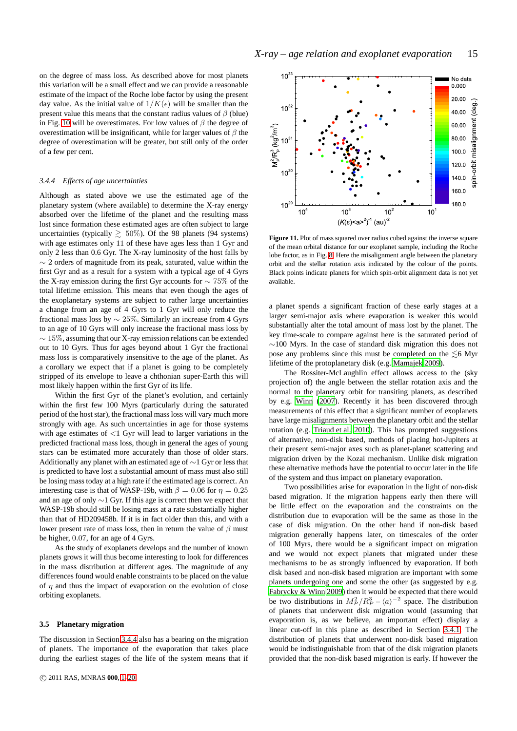on the degree of mass loss. As described above for most planets this variation will be a small effect and we can provide a reasonable estimate of the impact of the Roche lobe factor by using the present day value. As the initial value of $1/K(\epsilon)$ will be smaller than the present value this means that the constant radius values of $\beta$ (blue) in Fig. 10 will be overestimates. For low values of $\beta$ the degree of overestimation will be insignificant, while for larger values of $\beta$ the degree of overestimation will be greater, but still only of the order of a few per cent.

#### 3.4.4 *Effects of age uncertainties*

Although as stated above we use the estimated age of the planetary system (where available) to determine the X-ray energy absorbed over the lifetime of the planet and the resulting mass lost since formation these estimated ages are often subject to large uncertainties (typically $\gtrsim 50\%$). Of the 98 planets (94 systems) with age estimates only 11 of these have ages less than 1 Gyr and only 2 less than 0.6 Gyr. The X-ray luminosity of the host falls by $\sim 2$ orders of magnitude from its peak, saturated, value within the first Gyr and as a result for a system with a typical age of 4 Gyrs the X-ray emission during the first Gyr accounts for $\sim 75\%$ of the total lifetime emission. This means that even though the ages of the exoplanetary systems are subject to rather large uncertainties a change from an age of 4 Gyrs to 1 Gyr will only reduce the fractional mass loss by $\sim 25\%$. Similarly an increase from 4 Gyrs to an age of 10 Gyrs will only increase the fractional mass loss by $\sim 15\%$, assuming that our X-ray emission relations can be extended out to 10 Gyrs. Thus for ages beyond about 1 Gyr the fractional mass loss is comparatively insensitive to the age of the planet. As a corollary we expect that if a planet is going to be completely stripped of its envelope to leave a chthonian super-Earth this will most likely happen within the first Gyr of its life.

Within the first Gyr of the planet's evolution, and certainly within the first few 100 Myrs (particularly during the saturated period of the host star), the fractional mass loss will vary much more strongly with age. As such uncertainties in age for those systems with age estimates of $<1$ Gyr will lead to larger variations in the predicted fractional mass loss, though in general the ages of young stars can be estimated more accurately than those of older stars. Additionally any planet with an estimated age of $\sim$1 Gyr or less that is predicted to have lost a substantial amount of mass must also still be losing mass today at a high rate if the estimated age is correct. An interesting case is that of WASP-19b, with $\beta = 0.06$ for $\eta = 0.25$ and an age of only $\sim$1 Gyr. If this age is correct then we expect that WASP-19b should still be losing mass at a rate substantially higher than that of HD209458b. If it is in fact older than this, and with a lower present rate of mass loss, then in return the value of $\beta$ must be higher, 0.07, for an age of 4 Gyrs.

As the study of exoplanets develops and the number of known planets grows it will thus become interesting to look for differences in the mass distribution at different ages. The magnitude of any differences found would enable constraints to be placed on the value of $\eta$ and thus the impact of evaporation on the evolution of close orbiting exoplanets.

### 3.5 Planetary migration

The discussion in Section 3.4.4 also has a bearing on the migration of planets. The importance of the evaporation that takes place during the earliest stages of the life of the system means that if a planet spends a significant fraction of these early stages at a larger semi-major axis where evaporation is weaker this would substantially alter the total amount of mass lost by the planet. The key time-scale to compare against here is the saturated period of $\sim$100 Myrs. In the case of standard disk migration this does not pose any problems since this must be completed on the $\lesssim$6 Myr lifetime of the protoplanetary disk (e.g. Mamajek 2009).

**Figure 11.** Plot of mass squared over radius cubed against the inverse square of the mean orbital distance for our exoplanet sample, including the Roche lobe factor, as in Fig. 8. Here the misalignment angle between the planetary orbit and the stellar rotation axis indicated by the colour of the points. Black points indicate planets for which spin-orbit alignment data is not yet available.

The Rossiter-McLaughlin effect allows access to the (sky projection of) the angle between the stellar rotation axis and the normal to the planetary orbit for transiting planets, as described by e.g. Winn (2007). Recently it has been discovered through measurements of this effect that a significant number of exoplanets have large misalignments between the planetary orbit and the stellar rotation (e.g. Triaud et al. 2010). This has prompted suggestions of alternative, non-disk based, methods of placing hot-Jupiters at their present semi-major axes such as planet-planet scattering and migration driven by the Kozai mechanism. Unlike disk migration these alternative methods have the potential to occur later in the life of the system and thus impact on planetary evaporation.

Two possibilities arise for evaporation in the light of non-disk based migration. If the migration happens early then there will be little effect on the evaporation and the constraints on the distribution due to evaporation will be the same as those in the case of disk migration. On the other hand if non-disk based migration generally happens later, on timescales of the order of 100 Myrs, there would be a significant impact on migration and we would not expect planets that migrated under these mechanisms to be as strongly influenced by evaporation. If both disk based and non-disk based migration are important with some planets undergoing one and some the other (as suggested by e.g. Fabrycky & Winn 2009) then it would be expected that there would be two distributions in $M_P^2/R_P^3 - \langle a \rangle^{-2}$ space. The distribution of planets that underwent disk migration would (assuming that evaporation is, as we believe, an important effect) display a linear cut-off in this plane as described in Section 3.4.1. The distribution of planets that underwent non-disk based migration would be indistinguishable from that of the disk migration planets provided that the non-disk based migration is early. If however the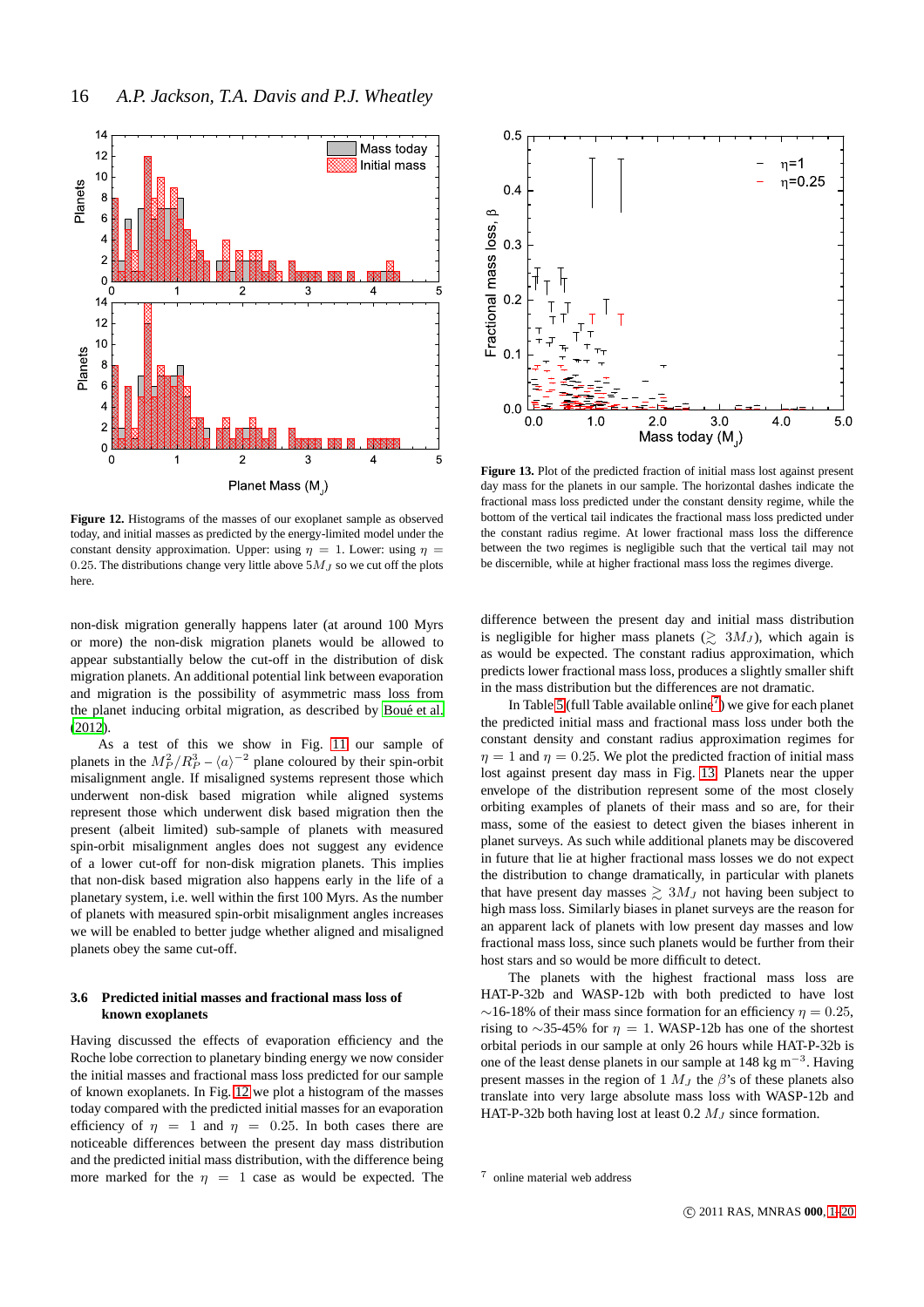**Figure 12.** Histograms of the masses of our exoplanet sample as observed today, and initial masses as predicted by the energy-limited model under the constant density approximation. Upper: using $\eta = 1$. Lower: using $\eta = 0.25$. The distributions change very little above $5M_J$ so we cut off the plots here.

**Figure 13.** Plot of the predicted fraction of initial mass lost against present day mass for the planets in our sample. The horizontal dashes indicate the fractional mass loss predicted under the constant density regime, while the bottom of the vertical tail indicates the fractional mass loss predicted under the constant radius regime. At lower fractional mass loss the difference between the two regimes is negligible such that the vertical tail may not be discernible, while at higher fractional mass loss the regimes diverge.

non-disk migration generally happens later (at around 100 Myrs or more) the non-disk migration planets would be allowed to appear substantially below the cut-off in the distribution of disk migration planets. An additional potential link between evaporation and migration is the possibility of asymmetric mass loss from the planet inducing orbital migration, as described by Boué et al. (2012).

As a test of this we show in Fig. 11 our sample of planets in the $M_P^2/R_P^3 - \langle a \rangle^{-2}$ plane coloured by their spin-orbit misalignment angle. If misaligned systems represent those which underwent non-disk based migration while aligned systems represent those which underwent disk based migration then the present (albeit limited) sub-sample of planets with measured spin-orbit misalignment angles does not suggest any evidence of a lower cut-off for non-disk migration planets. This implies that non-disk based migration also happens early in the life of a planetary system, i.e. well within the first 100 Myrs. As the number of planets with measured spin-orbit misalignment angles increases we will be enabled to better judge whether aligned and misaligned planets obey the same cut-off.

### 3.6 Predicted initial masses and fractional mass loss of known exoplanets

Having discussed the effects of evaporation efficiency and the Roche lobe correction to planetary binding energy we now consider the initial masses and fractional mass loss predicted for our sample of known exoplanets. In Fig. 12 we plot a histogram of the masses today compared with the predicted initial masses for an evaporation efficiency of $\eta = 1$ and $\eta = 0.25$. In both cases there are noticeable differences between the present day mass distribution and the predicted initial mass distribution, with the difference being more marked for the $\eta = 1$ case as would be expected. The difference between the present day and initial mass distribution is negligible for higher mass planets ($\gtrsim 3M_J$), which again is as would be expected. The constant radius approximation, which predicts lower fractional mass loss, produces a slightly smaller shift in the mass distribution but the differences are not dramatic.

In Table 5 (full Table available online[7]) we give for each planet the predicted initial mass and fractional mass loss under both the constant density and constant radius approximation regimes for $\eta = 1$ and $\eta = 0.25$. We plot the predicted fraction of initial mass lost against present day mass in Fig. 13. Planets near the upper envelope of the distribution represent some of the most closely orbiting examples of planets of their mass and so are, for their mass, some of the easiest to detect given the biases inherent in planet surveys. As such while additional planets may be discovered in future that lie at higher fractional mass losses we do not expect the distribution to change dramatically, in particular with planets that have present day masses $\gtrsim 3M_J$ not having been subject to high mass loss. Similarly biases in planet surveys are the reason for an apparent lack of planets with low present day masses and low fractional mass loss, since such planets would be further from their host stars and so would be more difficult to detect.

The planets with the highest fractional mass loss are HAT-P-32b and WASP-12b with both predicted to have lost $\sim$16-18% of their mass since formation for an efficiency $\eta = 0.25$, rising to $\sim$35-45% for $\eta = 1$. WASP-12b has one of the shortest orbital periods in our sample at only 26 hours while HAT-P-32b is one of the least dense planets in our sample at 148 kg m$^{-3}$. Having present masses in the region of 1 $M_J$ the $\beta$'s of these planets also translate into very large absolute mass loss with WASP-12b and HAT-P-32b both having lost at least 0.2 $M_J$ since formation.

[7] online material web address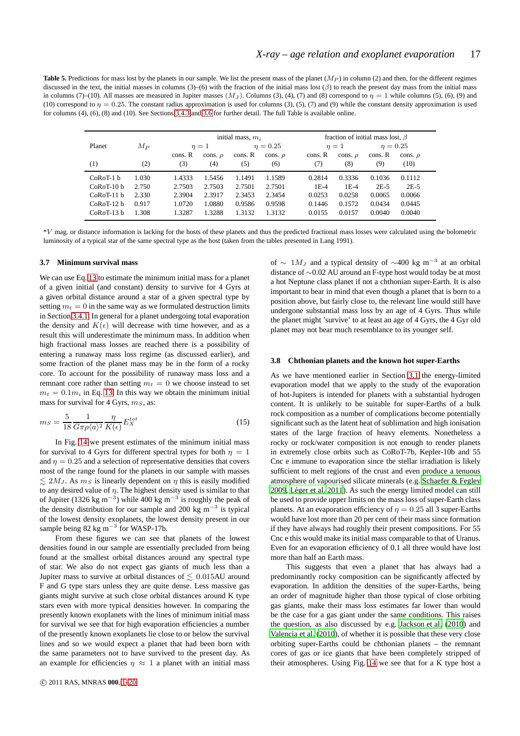**Table 5.** Predictions for mass lost by the planets in our sample. We list the present mass of the planet ($M_P$) in column (2) and then, for the different regimes discussed in the text, the initial masses in columns (3)–(6) with the fraction of the initial mass lost ($\beta$) to reach the present day mass from the initial mass in columns (7)–(10). All masses are measured in Jupiter masses ($M_J$). Columns (3), (4), (7) and (8) correspond to $\eta = 1$ while columns (5), (6), (9) and (10) correspond to $\eta = 0.25$. The constant radius approximation is used for columns (3), (5), (7) and (9) while the constant density approximation is used for columns (4), (6), (8) and (10). See Sections 3.4.3 and 3.6 for further detail. The full Table is available online.

| Planet | $M_P$ | initial mass, $m_i$ | | | | fraction of initial mass lost, $\beta$ | | | |
|---|---|---|---|---|---|---|---|---|---|
| | | $\eta = 1$ | | $\eta = 0.25$ | | $\eta = 1$ | | $\eta = 0.25$ | |
| | | cons. R | cons. $\rho$ | cons. R | cons. $\rho$ | cons. R | cons. $\rho$ | cons. R | cons. $\rho$ |
| (1) | (2) | (3) | (4) | (5) | (6) | (7) | (8) | (9) | (10) |
| CoRoT-1 b | 1.030 | 1.4333 | 1.5456 | 1.1491 | 1.1589 | 0.2814 | 0.3336 | 0.1036 | 0.1112 |
| CoRoT-10 b | 2.750 | 2.7503 | 2.7503 | 2.7501 | 2.7501 | 1E-4 | 1E-4 | 2E-5 | 2E-5 |
| CoRoT-11 b | 2.330 | 2.3904 | 2.3917 | 2.3453 | 2.3454 | 0.0253 | 0.0258 | 0.0065 | 0.0066 |
| CoRoT-12 b | 0.917 | 1.0720 | 1.0880 | 0.9586 | 0.9598 | 0.1446 | 0.1572 | 0.0434 | 0.0445 |
| CoRoT-13 b | 1.308 | 1.3287 | 1.3288 | 1.3132 | 1.3132 | 0.0155 | 0.0157 | 0.0040 | 0.0040 |

*$V$ mag. or distance information is lacking for the hosts of these planets and thus the predicted fractional mass losses were calculated using the bolometric luminosity of a typical star of the same spectral type as the host (taken from the tables presented in Lang 1991).

### 3.7 Minimum survival mass

We can use Eq. 13 to estimate the minimum initial mass for a planet of a given initial (and constant) density to survive for 4 Gyrs at a given orbital distance around a star of a given spectral type by setting $m_t = 0$ in the same way as we formulated destruction limits in Section 3.4.1. In general for a planet undergoing total evaporation the density and $K(\epsilon)$ will decrease with time however, and as a result this will underestimate the minimum mass. In addition when high fractional mass losses are reached there is a possibility of entering a runaway mass loss regime (as discussed earlier), and some fraction of the planet mass may be in the form of a rocky core. To account for the possibility of runaway mass loss and a remnant core rather than setting $m_t = 0$ we choose instead to set $m_t = 0.1m_i$ in Eq. 13. In this way we obtain the minimum initial mass for survival for 4 Gyrs, $m_S$, as:

$$m_S = \frac{5}{18}\frac{1}{G\pi\rho\langle a\rangle^2}\frac{\eta}{K(\epsilon)}E_X^{tot} \quad (15)$$

In Fig. 14 we present estimates of the minimum initial mass for survival to 4 Gyrs for different spectral types for both $\eta = 1$ and $\eta = 0.25$ and a selection of representative densities that covers most of the range found for the planets in our sample with masses $\lesssim 2M_J$. As $m_S$ is linearly dependent on $\eta$ this is easily modified to any desired value of $\eta$. The highest density used is similar to that of Jupiter (1326 kg m$^{-3}$) while 400 kg m$^{-3}$ is roughly the peak of the density distribution for our sample and 200 kg m$^{-3}$ is typical of the lowest density exoplanets, the lowest density present in our sample being 82 kg m$^{-3}$ for WASP-17b.

From these figures we can see that planets of the lowest densities found in our sample are essentially precluded from being found at the smallest orbital distances around any spectral type of star. We also do not expect gas giants of much less than a Jupiter mass to survive at orbital distances of $\lesssim$ 0.015AU around F and G type stars unless they are quite dense. Less massive gas giants might survive at such close orbital distances around K type stars even with more typical densities however. In comparing the presently known exoplanets with the lines of minimum initial mass for survival we see that for high evaporation efficiencies a number of the presently known exoplanets lie close to or below the survival lines and so we would expect a planet that had been born with the same parameters not to have survived to the present day. As an example for efficiencies $\eta \approx 1$ a planet with an initial mass of $\sim 1M_J$ and a typical density of $\sim$400 kg m$^{-3}$ at an orbital distance of $\sim$0.02 AU around an F-type host would today be at most a hot Neptune class planet if not a chthonian super-Earth. It is also important to bear in mind that even though a planet that is born to a position above, but fairly close to, the relevant line would still have undergone substantial mass loss by an age of 4 Gyrs. Thus while the planet might 'survive' to at least an age of 4 Gyrs, the 4 Gyr old planet may not bear much resemblance to its younger self.

### 3.8 Chthonian planets and the known hot super-Earths

As we have mentioned earlier in Section 3.1 the energy-limited evaporation model that we apply to the study of the evaporation of hot-Jupiters is intended for planets with a substantial hydrogen content. It is unlikely to be suitable for super-Earths of a bulk rock composition as a number of complications become potentially significant such as the latent heat of sublimation and high ionisation states of the large fraction of heavy elements. Nonetheless a rocky or rock/water composition is not enough to render planets in extremely close orbits such as CoRoT-7b, Kepler-10b and 55 Cnc e immune to evaporation since the stellar irradiation is likely sufficient to melt regions of the crust and even produce a tenuous atmosphere of vapourised silicate minerals (e.g. Schaefer & Fegley 2009, Léger et al. 2011). As such the energy limited model can still be used to provide upper limits on the mass loss of super-Earth class planets. At an evaporation efficiency of $\eta = 0.25$ all 3 super-Earths would have lost more than 20 per cent of their mass since formation if they have always had roughly their present compositions. For 55 Cnc e this would make its initial mass comparable to that of Uranus. Even for an evaporation efficiency of 0.1 all three would have lost more than half an Earth mass.

This suggests that even a planet that has always had a predominantly rocky composition can be significantly affected by evaporation. In addition the densities of the super-Earths, being an order of magnitude higher than those typical of close orbiting gas giants, make their mass loss estimates far lower than would be the case for a gas giant under the same conditions. This raises the question, as also discussed by e.g. Jackson et al. (2010) and Valencia et al. (2010), of whether it is possible that these very close orbiting super-Earths could be chthonian planets – the remnant cores of gas or ice giants that have been completely stripped of their atmospheres. Using Fig. 14 we see that for a K type host a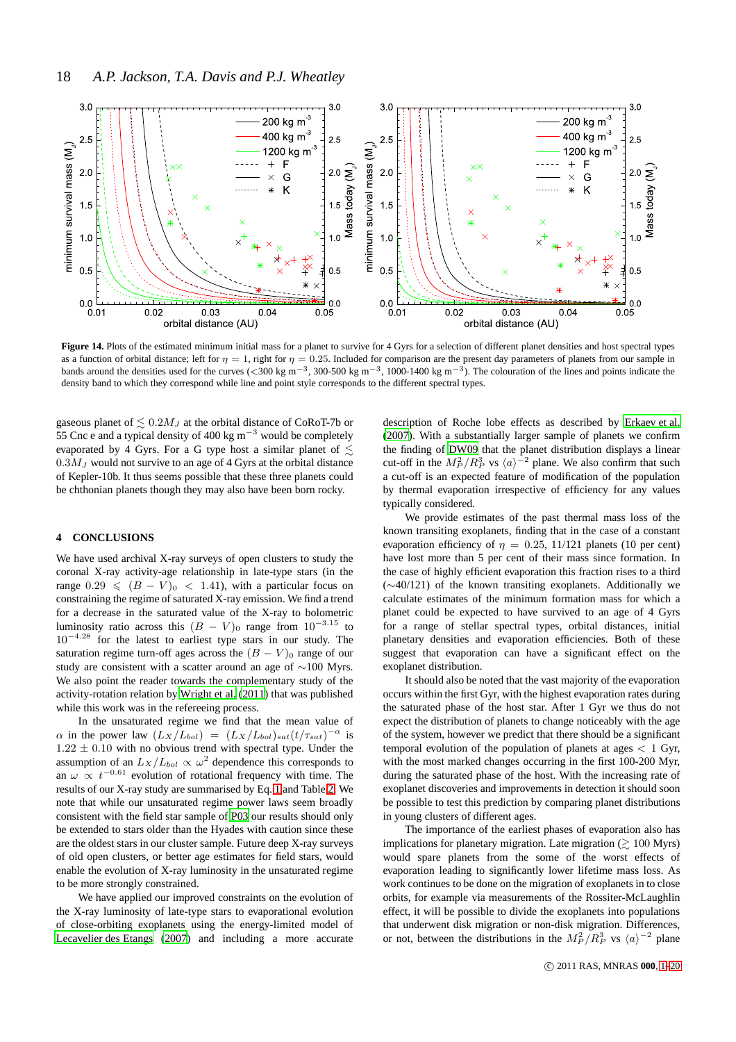**Figure 14.** Plots of the estimated minimum initial mass for a planet to survive for 4 Gyrs for a selection of different planet densities and host spectral types as a function of orbital distance; left for $\eta = 1$, right for $\eta = 0.25$. Included for comparison are the present day parameters of planets from our sample in bands around the densities used for the curves ($<$300 kg m$^{-3}$, 300-500 kg m$^{-3}$, 1000-1400 kg m$^{-3}$). The colouration of the lines and points indicate the density band to which they correspond while line and point style corresponds to the different spectral types.

gaseous planet of $\lesssim 0.2M_J$ at the orbital distance of CoRoT-7b or 55 Cnc e and a typical density of 400 kg m$^{-3}$ would be completely evaporated by 4 Gyrs. For a G type host a similar planet of $\lesssim 0.3M_J$ would not survive to an age of 4 Gyrs at the orbital distance of Kepler-10b. It thus seems possible that these three planets could be chthonian planets though they may also have been born rocky.

## 4 CONCLUSIONS

We have used archival X-ray surveys of open clusters to study the coronal X-ray activity-age relationship in late-type stars (in the range $0.29 \leqslant (B-V)_0 < 1.41$), with a particular focus on constraining the regime of saturated X-ray emission. We find a trend for a decrease in the saturated value of the X-ray to bolometric luminosity ratio across this $(B-V)_0$ range from $10^{-3.15}$ to $10^{-4.28}$ for the latest to earliest type stars in our study. The saturation regime turn-off ages across the $(B-V)_0$ range of our study are consistent with a scatter around an age of $\sim$100 Myrs. We also point the reader towards the complementary study of the activity-rotation relation by Wright et al. (2011) that was published while this work was in the refereeing process.

In the unsaturated regime we find that the mean value of $\alpha$ in the power law $(L_X/L_{bol}) = (L_X/L_{bol})_{sat}(t/\tau_{sat})^{-\alpha}$ is $1.22 \pm 0.10$ with no obvious trend with spectral type. Under the assumption of an $L_X/L_{bol} \propto \omega^2$ dependence this corresponds to an $\omega \propto t^{-0.61}$ evolution of rotational frequency with time. The results of our X-ray study are summarised by Eq. 1 and Table 2. We note that while our unsaturated regime power laws seem broadly consistent with the field star sample of P03 our results should only be extended to stars older than the Hyades with caution since these are the oldest stars in our cluster sample. Future deep X-ray surveys of old open clusters, or better age estimates for field stars, would enable the evolution of X-ray luminosity in the unsaturated regime to be more strongly constrained.

We have applied our improved constraints on the evolution of the X-ray luminosity of late-type stars to evaporational evolution of close-orbiting exoplanets using the energy-limited model of Lecavelier des Etangs (2007) and including a more accurate description of Roche lobe effects as described by Erkaev et al. (2007). With a substantially larger sample of planets we confirm the finding of DW09 that the planet distribution displays a linear cut-off in the $M_P^2/R_P^3$ vs $\langle a \rangle^{-2}$ plane. We also confirm that such a cut-off is an expected feature of modification of the population by thermal evaporation irrespective of efficiency for any values typically considered.

We provide estimates of the past thermal mass loss of the known transiting exoplanets, finding that in the case of a constant evaporation efficiency of $\eta = 0.25$, 11/121 planets (10 per cent) have lost more than 5 per cent of their mass since formation. In the case of highly efficient evaporation this fraction rises to a third ($\sim$40/121) of the known transiting exoplanets. Additionally we calculate estimates of the minimum formation mass for which a planet could be expected to have survived to an age of 4 Gyrs for a range of stellar spectral types, orbital distances, initial planetary densities and evaporation efficiencies. Both of these suggest that evaporation can have a significant effect on the exoplanet distribution.

It should also be noted that the vast majority of the evaporation occurs within the first Gyr, with the highest evaporation rates during the saturated phase of the host star. After 1 Gyr we thus do not expect the distribution of planets to change noticeably with the age of the system, however we predict that there should be a significant temporal evolution of the population of planets at ages $<$ 1 Gyr, with the most marked changes occurring in the first 100-200 Myr, during the saturated phase of the host. With the increasing rate of exoplanet discoveries and improvements in detection it should soon be possible to test this prediction by comparing planet distributions in young clusters of different ages.

The importance of the earliest phases of evaporation also has implications for planetary migration. Late migration ($\gtrsim$ 100 Myrs) would spare planets from the some of the worst effects of evaporation leading to significantly lower lifetime mass loss. As work continues to be done on the migration of exoplanets in to close orbits, for example via measurements of the Rossiter-McLaughlin effect, it will be possible to divide the exoplanets into populations that underwent disk migration or non-disk migration. Differences, or not, between the distributions in the $M_P^2/R_P^3$ vs $\langle a \rangle^{-2}$ plane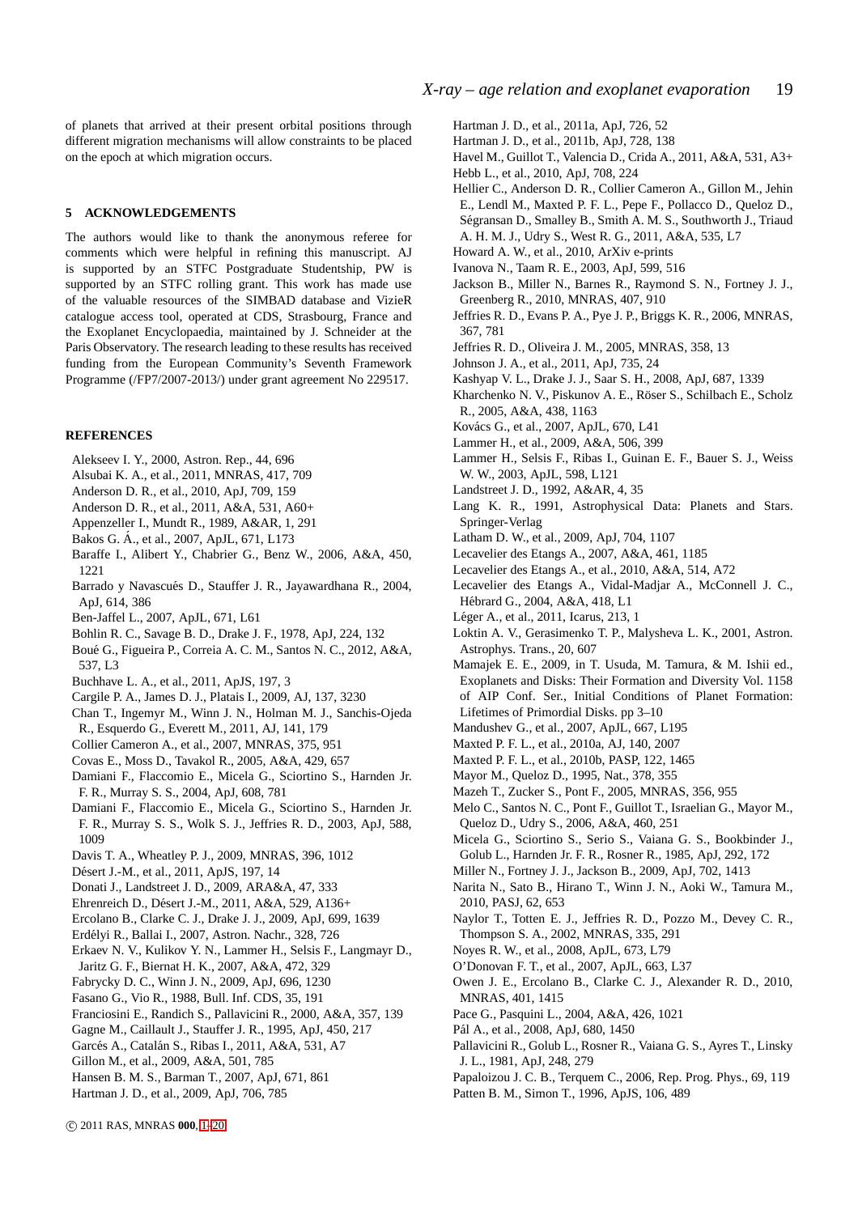of planets that arrived at their present orbital positions through different migration mechanisms will allow constraints to be placed on the epoch at which migration occurs.

## 5 ACKNOWLEDGEMENTS

The authors would like to thank the anonymous referee for comments which were helpful in refining this manuscript. AJ is supported by an STFC Postgraduate Studentship, PW is supported by an STFC rolling grant. This work has made use of the valuable resources of the SIMBAD database and VizieR catalogue access tool, operated at CDS, Strasbourg, France and the Exoplanet Encyclopaedia, maintained by J. Schneider at the Paris Observatory. The research leading to these results has received funding from the European Community's Seventh Framework Programme (/FP7/2007-2013/) under grant agreement No 229517.

## REFERENCES

Alekseev I. Y., 2000, Astron. Rep., 44, 696
Alsubai K. A., et al., 2011, MNRAS, 417, 709
Anderson D. R., et al., 2010, ApJ, 709, 159
Anderson D. R., et al., 2011, A&A, 531, A60+
Appenzeller I., Mundt R., 1989, A&AR, 1, 291
Bakos G. Á., et al., 2007, ApJL, 671, L173
Baraffe I., Alibert Y., Chabrier G., Benz W., 2006, A&A, 450, 1221
Barrado y Navascués D., Stauffer J. R., Jayawardhana R., 2004, ApJ, 614, 386
Ben-Jaffel L., 2007, ApJL, 671, L61
Bohlin R. C., Savage B. D., Drake J. F., 1978, ApJ, 224, 132
Boué G., Figueira P., Correia A. C. M., Santos N. C., 2012, A&A, 537, L3
Buchhave L. A., et al., 2011, ApJS, 197, 3
Cargile P. A., James D. J., Platais I., 2009, AJ, 137, 3230
Chan T., Ingemyr M., Winn J. N., Holman M. J., Sanchis-Ojeda R., Esquerdo G., Everett M., 2011, AJ, 141, 179
Collier Cameron A., et al., 2007, MNRAS, 375, 951
Covas E., Moss D., Tavakol R., 2005, A&A, 429, 657
Damiani F., Flaccomio E., Micela G., Sciortino S., Harnden Jr. F. R., Murray S. S., 2004, ApJ, 608, 781
Damiani F., Flaccomio E., Micela G., Sciortino S., Harnden Jr. F. R., Murray S. S., Wolk S. J., Jeffries R. D., 2003, ApJ, 588, 1009
Davis T. A., Wheatley P. J., 2009, MNRAS, 396, 1012
Désert J.-M., et al., 2011, ApJS, 197, 14
Donati J., Landstreet J. D., 2009, ARA&A, 47, 333
Ehrenreich D., Désert J.-M., 2011, A&A, 529, A136+
Ercolano B., Clarke C. J., Drake J. J., 2009, ApJ, 699, 1639
Erdélyi R., Ballai I., 2007, Astron. Nachr., 328, 726
Erkaev N. V., Kulikov Y. N., Lammer H., Selsis F., Langmayr D., Jaritz G. F., Biernat H. K., 2007, A&A, 472, 329
Fabrycky D. C., Winn J. N., 2009, ApJ, 696, 1230
Fasano G., Vio R., 1988, Bull. Inf. CDS, 35, 191
Franciosini E., Randich S., Pallavicini R., 2000, A&A, 357, 139
Gagne M., Caillault J., Stauffer J. R., 1995, ApJ, 450, 217
Garcés A., Catalán S., Ribas I., 2011, A&A, 531, A7
Gillon M., et al., 2009, A&A, 501, 785
Hansen B. M. S., Barman T., 2007, ApJ, 671, 861
Hartman J. D., et al., 2009, ApJ, 706, 785
Hartman J. D., et al., 2011a, ApJ, 726, 52
Hartman J. D., et al., 2011b, ApJ, 728, 138
Havel M., Guillot T., Valencia D., Crida A., 2011, A&A, 531, A3+
Hebb L., et al., 2010, ApJ, 708, 224
Hellier C., Anderson D. R., Collier Cameron A., Gillon M., Jehin E., Lendl M., Maxted P. F. L., Pepe F., Pollacco D., Queloz D., Ségransan D., Smalley B., Smith A. M. S., Southworth J., Triaud A. H. M. J., Udry S., West R. G., 2011, A&A, 535, L7
Howard A. W., et al., 2010, ArXiv e-prints
Ivanova N., Taam R. E., 2003, ApJ, 599, 516
Jackson B., Miller N., Barnes R., Raymond S. N., Fortney J. J., Greenberg R., 2010, MNRAS, 407, 910
Jeffries R. D., Evans P. A., Pye J. P., Briggs K. R., 2006, MNRAS, 367, 781
Jeffries R. D., Oliveira J. M., 2005, MNRAS, 358, 13
Johnson J. A., et al., 2011, ApJ, 735, 24
Kashyap V. L., Drake J. J., Saar S. H., 2008, ApJ, 687, 1339
Kharchenko N. V., Piskunov A. E., Röser S., Schilbach E., Scholz R., 2005, A&A, 438, 1163
Kovács G., et al., 2007, ApJL, 670, L41
Lammer H., et al., 2009, A&A, 506, 399
Lammer H., Selsis F., Ribas I., Guinan E. F., Bauer S. J., Weiss W. W., 2003, ApJL, 598, L121
Landstreet J. D., 1992, A&AR, 4, 35
Lang K. R., 1991, Astrophysical Data: Planets and Stars. Springer-Verlag
Latham D. W., et al., 2009, ApJ, 704, 1107
Lecavelier des Etangs A., 2007, A&A, 461, 1185
Lecavelier des Etangs A., et al., 2010, A&A, 514, A72
Lecavelier des Etangs A., Vidal-Madjar A., McConnell J. C., Hébrard G., 2004, A&A, 418, L1
Léger A., et al., 2011, Icarus, 213, 1
Loktin A. V., Gerasimenko T. P., Malysheva L. K., 2001, Astron. Astrophys. Trans., 20, 607
Mamajek E. E., 2009, in T. Usuda, M. Tamura, & M. Ishii ed., Exoplanets and Disks: Their Formation and Diversity Vol. 1158 of AIP Conf. Ser., Initial Conditions of Planet Formation: Lifetimes of Primordial Disks. pp 3–10
Mandushev G., et al., 2007, ApJL, 667, L195
Maxted P. F. L., et al., 2010a, AJ, 140, 2007
Maxted P. F. L., et al., 2010b, PASP, 122, 1465
Mayor M., Queloz D., 1995, Nat., 378, 355
Mazeh T., Zucker S., Pont F., 2005, MNRAS, 356, 955
Melo C., Santos N. C., Pont F., Guillot T., Israelian G., Mayor M., Queloz D., Udry S., 2006, A&A, 460, 251
Micela G., Sciortino S., Serio S., Vaiana G. S., Bookbinder J., Golub L., Harnden Jr. F. R., Rosner R., 1985, ApJ, 292, 172
Miller N., Fortney J. J., Jackson B., 2009, ApJ, 702, 1413
Narita N., Sato B., Hirano T., Winn J. N., Aoki W., Tamura M., 2010, PASJ, 62, 653
Naylor T., Totten E. J., Jeffries R. D., Pozzo M., Devey C. R., Thompson S. A., 2002, MNRAS, 335, 291
Noyes R. W., et al., 2008, ApJL, 673, L79
O'Donovan F. T., et al., 2007, ApJL, 663, L37
Owen J. E., Ercolano B., Clarke C. J., Alexander R. D., 2010, MNRAS, 401, 1415
Pace G., Pasquini L., 2004, A&A, 426, 1021
Pál A., et al., 2008, ApJ, 680, 1450
Pallavicini R., Golub L., Rosner R., Vaiana G. S., Ayres T., Linsky J. L., 1981, ApJ, 248, 279
Papaloizou J. C. B., Terquem C., 2006, Rep. Prog. Phys., 69, 119
Patten B. M., Simon T., 1996, ApJS, 106, 489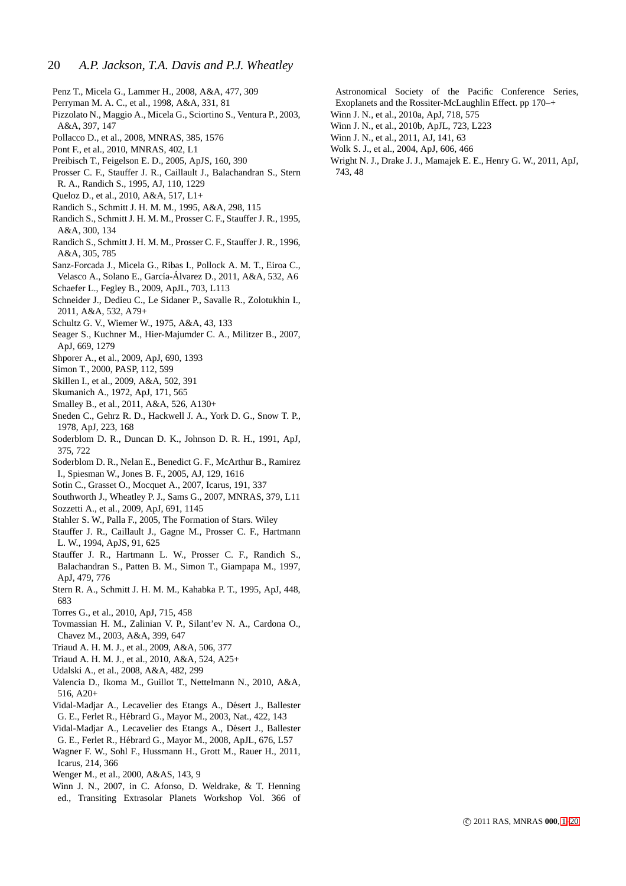Penz T., Micela G., Lammer H., 2008, A&A, 477, 309
Perryman M. A. C., et al., 1998, A&A, 331, 81
Pizzolato N., Maggio A., Micela G., Sciortino S., Ventura P., 2003, A&A, 397, 147
Pollacco D., et al., 2008, MNRAS, 385, 1576
Pont F., et al., 2010, MNRAS, 402, L1
Preibisch T., Feigelson E. D., 2005, ApJS, 160, 390
Prosser C. F., Stauffer J. R., Caillault J., Balachandran S., Stern R. A., Randich S., 1995, AJ, 110, 1229
Queloz D., et al., 2010, A&A, 517, L1+
Randich S., Schmitt J. H. M. M., 1995, A&A, 298, 115
Randich S., Schmitt J. H. M. M., Prosser C. F., Stauffer J. R., 1995, A&A, 300, 134
Randich S., Schmitt J. H. M. M., Prosser C. F., Stauffer J. R., 1996, A&A, 305, 785
Sanz-Forcada J., Micela G., Ribas I., Pollock A. M. T., Eiroa C., Velasco A., Solano E., García-Álvarez D., 2011, A&A, 532, A6
Schaefer L., Fegley B., 2009, ApJL, 703, L113
Schneider J., Dedieu C., Le Sidaner P., Savalle R., Zolotukhin I., 2011, A&A, 532, A79+
Schultz G. V., Wiemer W., 1975, A&A, 43, 133
Seager S., Kuchner M., Hier-Majumder C. A., Militzer B., 2007, ApJ, 669, 1279
Shporer A., et al., 2009, ApJ, 690, 1393
Simon T., 2000, PASP, 112, 599
Skillen I., et al., 2009, A&A, 502, 391
Skumanich A., 1972, ApJ, 171, 565
Smalley B., et al., 2011, A&A, 526, A130+
Sneden C., Gehrz R. D., Hackwell J. A., York D. G., Snow T. P., 1978, ApJ, 223, 168
Soderblom D. R., Duncan D. K., Johnson D. R. H., 1991, ApJ, 375, 722
Soderblom D. R., Nelan E., Benedict G. F., McArthur B., Ramirez I., Spiesman W., Jones B. F., 2005, AJ, 129, 1616
Sotin C., Grasset O., Mocquet A., 2007, Icarus, 191, 337
Southworth J., Wheatley P. J., Sams G., 2007, MNRAS, 379, L11
Sozzetti A., et al., 2009, ApJ, 691, 1145
Stahler S. W., Palla F., 2005, The Formation of Stars. Wiley
Stauffer J. R., Caillault J., Gagne M., Prosser C. F., Hartmann L. W., 1994, ApJS, 91, 625
Stauffer J. R., Hartmann L. W., Prosser C. F., Randich S., Balachandran S., Patten B. M., Simon T., Giampapa M., 1997, ApJ, 479, 776
Stern R. A., Schmitt J. H. M. M., Kahabka P. T., 1995, ApJ, 448, 683
Torres G., et al., 2010, ApJ, 715, 458
Tovmassian H. M., Zalinian V. P., Silant'ev N. A., Cardona O., Chavez M., 2003, A&A, 399, 647
Triaud A. H. M. J., et al., 2009, A&A, 506, 377
Triaud A. H. M. J., et al., 2010, A&A, 524, A25+
Udalski A., et al., 2008, A&A, 482, 299
Valencia D., Ikoma M., Guillot T., Nettelmann N., 2010, A&A, 516, A20+
Vidal-Madjar A., Lecavelier des Etangs A., Désert J., Ballester G. E., Ferlet R., Hébrard G., Mayor M., 2003, Nat., 422, 143
Vidal-Madjar A., Lecavelier des Etangs A., Désert J., Ballester G. E., Ferlet R., Hébrard G., Mayor M., 2008, ApJL, 676, L57
Wagner F. W., Sohl F., Hussmann H., Grott M., Rauer H., 2011, Icarus, 214, 366
Wenger M., et al., 2000, A&AS, 143, 9
Winn J. N., 2007, in C. Afonso, D. Weldrake, & T. Henning ed., Transiting Extrasolar Planets Workshop Vol. 366 of Astronomical Society of the Pacific Conference Series, Exoplanets and the Rossiter-McLaughlin Effect. pp 170–+
Winn J. N., et al., 2010a, ApJ, 718, 575
Winn J. N., et al., 2010b, ApJL, 723, L223
Winn J. N., et al., 2011, AJ, 141, 63
Wolk S. J., et al., 2004, ApJ, 606, 466
Wright N. J., Drake J. J., Mamajek E. E., Henry G. W., 2011, ApJ, 743, 48